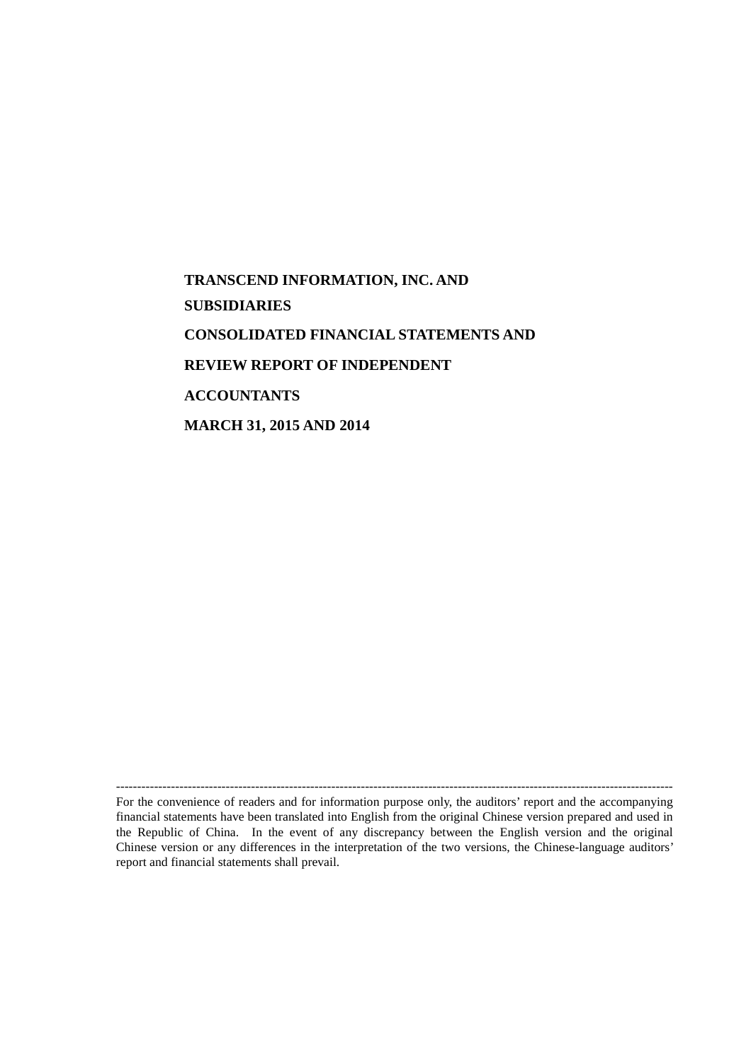**TRANSCEND INFORMATION, INC. AND SUBSIDIARIES**

**CONSOLIDATED FINANCIAL STATEMENTS AND REVIEW REPORT OF INDEPENDENT ACCOUNTANTS**

**MARCH 31, 2015 AND 2014**

---

For the convenience of readers and for information purpose only, the auditors' report and the accompanying financial statements have been translated into English from the original Chinese version prepared and used in the Republic of China. In the event of any discrepancy between the English version and the original Chinese version or any differences in the interpretation of the two versions, the Chinese-language auditors' report and financial statements shall prevail.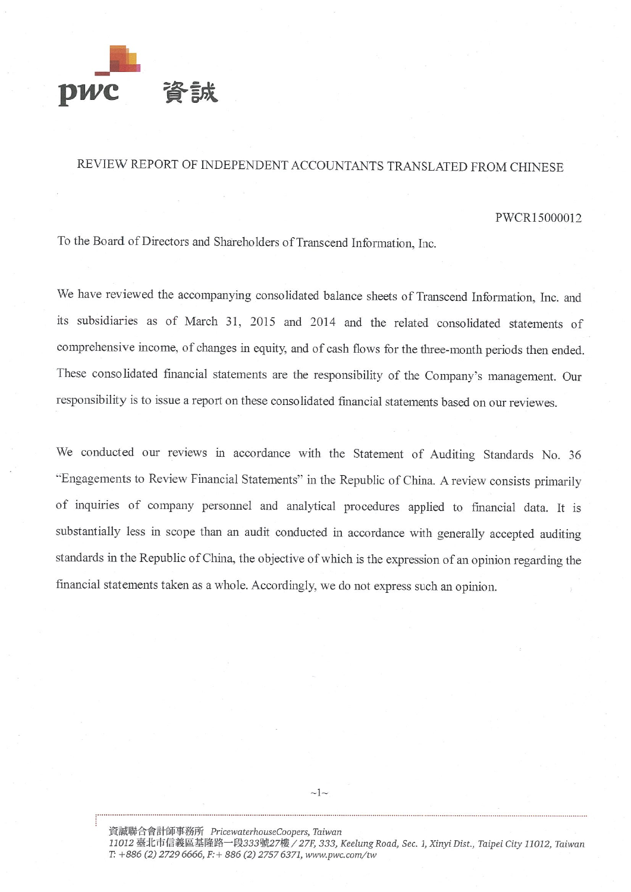pwc 資誠

## REVIEW REPORT OF INDEPENDENT ACCOUNTANTS TRANSLATED FROM CHINESE

PWCR15000012

To the Board of Directors and Shareholders of Transcend Information, Inc.

We have reviewed the accompanying consolidated balance sheets of Transcend Information, Inc. and its subsidiaries as of March 31, 2015 and 2014 and the related consolidated statements of comprehensive income, of changes in equity, and of cash flows for the three-month periods then ended. These consolidated financial statements are the responsibility of the Company's management. Our responsibility is to issue a report on these consolidated financial statements based on our reviewes.

We conducted our reviews in accordance with the Statement of Auditing Standards No. 36 "Engagements to Review Financial Statements" in the Republic of China. A review consists primarily of inquiries of company personnel and analytical procedures applied to financial data. It is substantially less in scope than an audit conducted in accordance with generally accepted auditing standards in the Republic of China, the objective of which is the expression of an opinion regarding the financial statements taken as a whole. Accordingly, we do not express such an opinion.

資誠聯合會計師事務所 *PricewaterhouseCoopers, Taiwan*
*11012 臺北市信義區基隆路一段333號27樓 / 27F, 333, Keelung Road, Sec. 1, Xinyi Dist., Taipei City 11012, Taiwan*
*T: +886 (2) 2729 6666, F:+ 886 (2) 2757 6371, www.pwc.com/tw*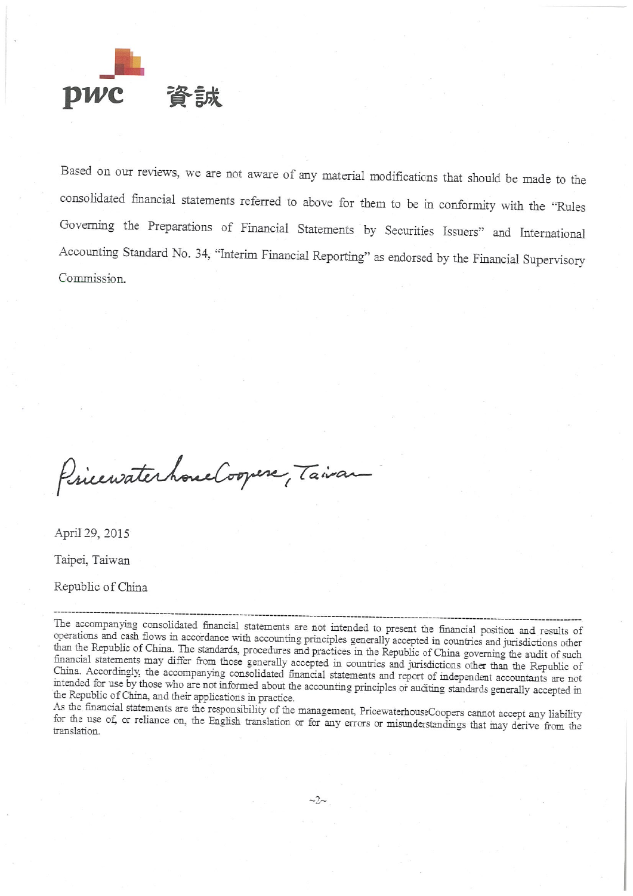**pwc 資誠**

Based on our reviews, we are not aware of any material modifications that should be made to the consolidated financial statements referred to above for them to be in conformity with the "Rules Governing the Preparations of Financial Statements by Securities Issuers" and International Accounting Standard No. 34, "Interim Financial Reporting" as endorsed by the Financial Supervisory Commission.

PricewaterhouseCoopers, Taiwan

April 29, 2015

Taipei, Taiwan

Republic of China

---

The accompanying consolidated financial statements are not intended to present the financial position and results of operations and cash flows in accordance with accounting principles generally accepted in countries and jurisdictions other than the Republic of China. The standards, procedures and practices in the Republic of China governing the audit of such financial statements may differ from those generally accepted in countries and jurisdictions other than the Republic of China. Accordingly, the accompanying consolidated financial statements and report of independent accountants are not intended for use by those who are not informed about the accounting principles or auditing standards generally accepted in the Republic of China, and their applications in practice.

As the financial statements are the responsibility of the management, PricewaterhouseCoopers cannot accept any liability for the use of, or reliance on, the English translation or for any errors or misunderstandings that may derive from the translation.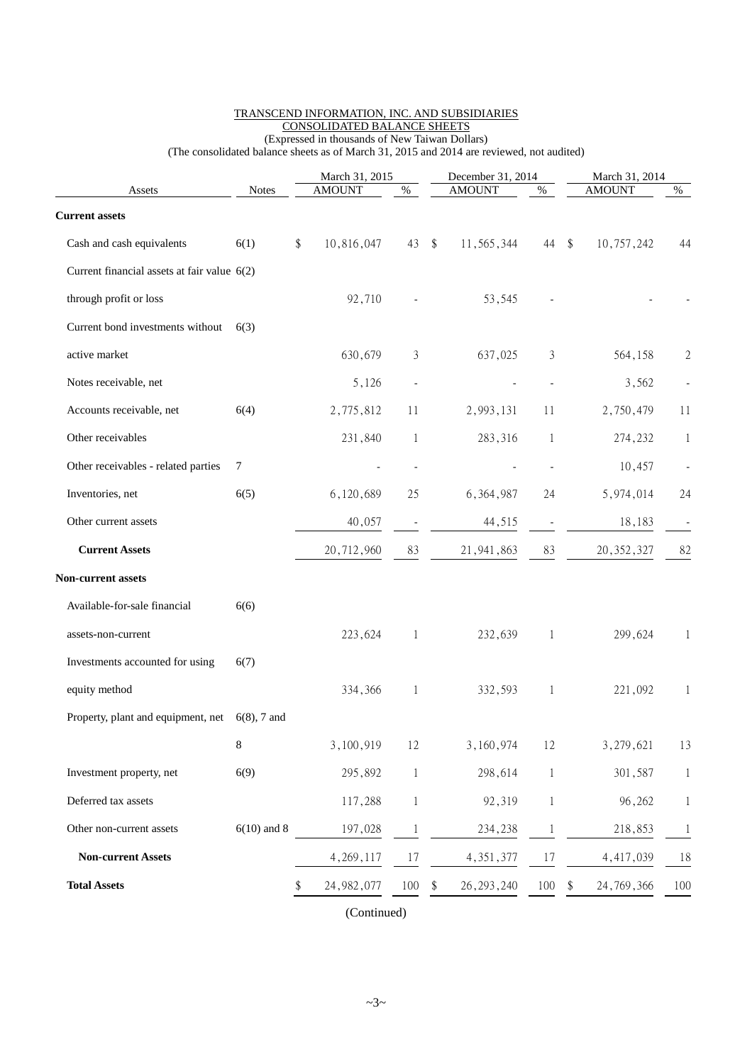TRANSCEND INFORMATION, INC. AND SUBSIDIARIES
CONSOLIDATED BALANCE SHEETS
(Expressed in thousands of New Taiwan Dollars)
(The consolidated balance sheets as of March 31, 2015 and 2014 are reviewed, not audited)

| Assets | Notes | March 31, 2015 AMOUNT | % | December 31, 2014 AMOUNT | % | March 31, 2014 AMOUNT | % |
|---|---|---|---|---|---|---|---|
| **Current assets** | | | | | | | |
| Cash and cash equivalents | 6(1) | $ 10,816,047 | 43 | $ 11,565,344 | 44 | $ 10,757,242 | 44 |
| Current financial assets at fair value through profit or loss | 6(2) | 92,710 | - | 53,545 | - | - | - |
| Current bond investments without active market | 6(3) | 630,679 | 3 | 637,025 | 3 | 564,158 | 2 |
| Notes receivable, net | | 5,126 | - | - | - | 3,562 | - |
| Accounts receivable, net | 6(4) | 2,775,812 | 11 | 2,993,131 | 11 | 2,750,479 | 11 |
| Other receivables | | 231,840 | 1 | 283,316 | 1 | 274,232 | 1 |
| Other receivables - related parties | 7 | - | - | - | - | 10,457 | - |
| Inventories, net | 6(5) | 6,120,689 | 25 | 6,364,987 | 24 | 5,974,014 | 24 |
| Other current assets | | 40,057 | - | 44,515 | - | 18,183 | - |
| **Current Assets** | | 20,712,960 | 83 | 21,941,863 | 83 | 20,352,327 | 82 |
| **Non-current assets** | | | | | | | |
| Available-for-sale financial assets-non-current | 6(6) | 223,624 | 1 | 232,639 | 1 | 299,624 | 1 |
| Investments accounted for using equity method | 6(7) | 334,366 | 1 | 332,593 | 1 | 221,092 | 1 |
| Property, plant and equipment, net | 6(8), 7 and 8 | 3,100,919 | 12 | 3,160,974 | 12 | 3,279,621 | 13 |
| Investment property, net | 6(9) | 295,892 | 1 | 298,614 | 1 | 301,587 | 1 |
| Deferred tax assets | | 117,288 | 1 | 92,319 | 1 | 96,262 | 1 |
| Other non-current assets | 6(10) and 8 | 197,028 | 1 | 234,238 | 1 | 218,853 | 1 |
| **Non-current Assets** | | 4,269,117 | 17 | 4,351,377 | 17 | 4,417,039 | 18 |
| **Total Assets** | | $ 24,982,077 | 100 | $ 26,293,240 | 100 | $ 24,769,366 | 100 |

(Continued)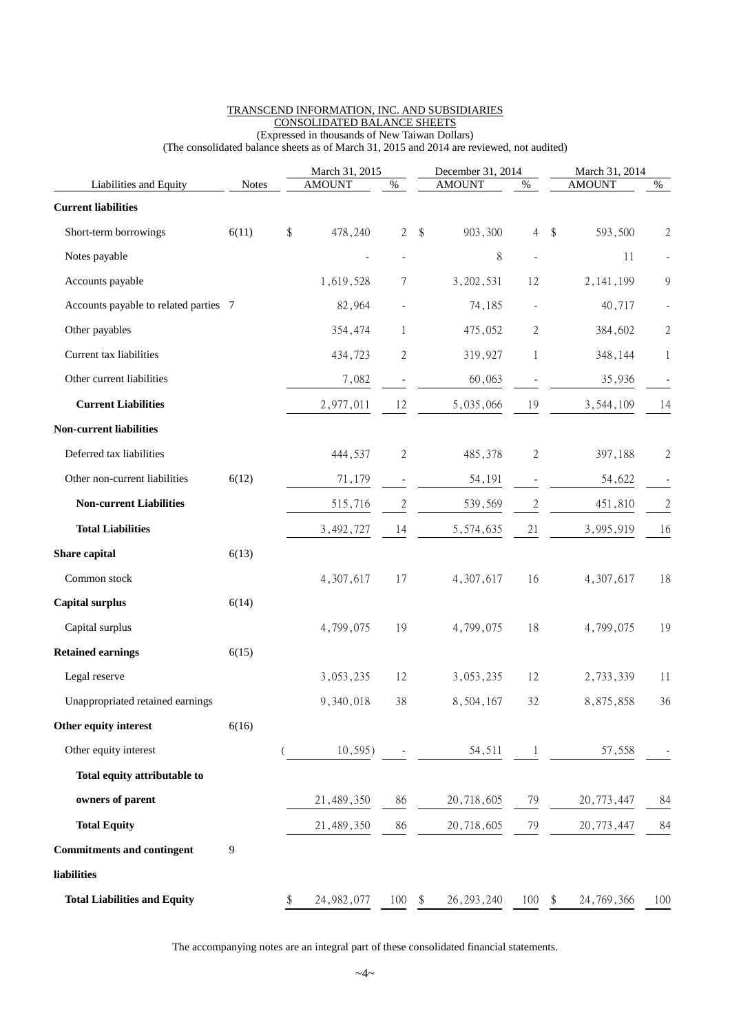TRANSCEND INFORMATION, INC. AND SUBSIDIARIES

CONSOLIDATED BALANCE SHEETS

(Expressed in thousands of New Taiwan Dollars)

(The consolidated balance sheets as of March 31, 2015 and 2014 are reviewed, not audited)

| Liabilities and Equity | Notes | March 31, 2015 AMOUNT | % | December 31, 2014 AMOUNT | % | March 31, 2014 AMOUNT | % |
|---|---|---|---|---|---|---|---|
| **Current liabilities** | | | | | | | |
| Short-term borrowings | 6(11) | $ 478,240 | 2 | $ 903,300 | 4 | $ 593,500 | 2 |
| Notes payable | | - | - | 8 | - | 11 | - |
| Accounts payable | | 1,619,528 | 7 | 3,202,531 | 12 | 2,141,199 | 9 |
| Accounts payable to related parties | 7 | 82,964 | - | 74,185 | - | 40,717 | - |
| Other payables | | 354,474 | 1 | 475,052 | 2 | 384,602 | 2 |
| Current tax liabilities | | 434,723 | 2 | 319,927 | 1 | 348,144 | 1 |
| Other current liabilities | | 7,082 | - | 60,063 | - | 35,936 | - |
| **Current Liabilities** | | 2,977,011 | 12 | 5,035,066 | 19 | 3,544,109 | 14 |
| **Non-current liabilities** | | | | | | | |
| Deferred tax liabilities | | 444,537 | 2 | 485,378 | 2 | 397,188 | 2 |
| Other non-current liabilities | 6(12) | 71,179 | - | 54,191 | - | 54,622 | - |
| **Non-current Liabilities** | | 515,716 | 2 | 539,569 | 2 | 451,810 | 2 |
| **Total Liabilities** | | 3,492,727 | 14 | 5,574,635 | 21 | 3,995,919 | 16 |
| **Share capital** | 6(13) | | | | | | |
| Common stock | | 4,307,617 | 17 | 4,307,617 | 16 | 4,307,617 | 18 |
| **Capital surplus** | 6(14) | | | | | | |
| Capital surplus | | 4,799,075 | 19 | 4,799,075 | 18 | 4,799,075 | 19 |
| **Retained earnings** | 6(15) | | | | | | |
| Legal reserve | | 3,053,235 | 12 | 3,053,235 | 12 | 2,733,339 | 11 |
| Unappropriated retained earnings | | 9,340,018 | 38 | 8,504,167 | 32 | 8,875,858 | 36 |
| **Other equity interest** | 6(16) | | | | | | |
| Other equity interest | | ( 10,595) | - | 54,511 | 1 | 57,558 | - |
| **Total equity attributable to owners of parent** | | 21,489,350 | 86 | 20,718,605 | 79 | 20,773,447 | 84 |
| **Total Equity** | | 21,489,350 | 86 | 20,718,605 | 79 | 20,773,447 | 84 |
| **Commitments and contingent liabilities** | 9 | | | | | | |
| **Total Liabilities and Equity** | | $ 24,982,077 | 100 | $ 26,293,240 | 100 | $ 24,769,366 | 100 |

The accompanying notes are an integral part of these consolidated financial statements.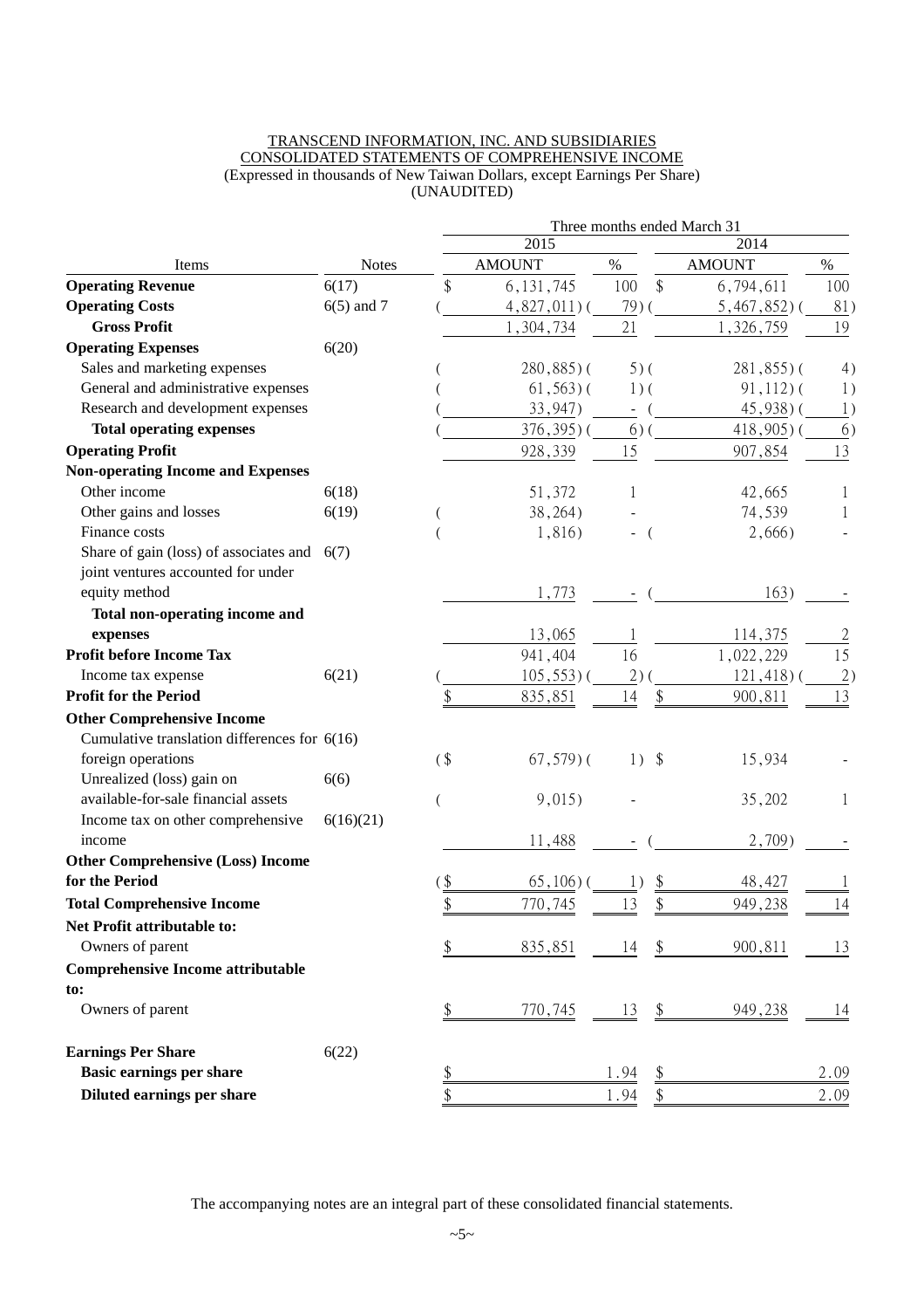TRANSCEND INFORMATION, INC. AND SUBSIDIARIES
CONSOLIDATED STATEMENTS OF COMPREHENSIVE INCOME
(Expressed in thousands of New Taiwan Dollars, except Earnings Per Share)
(UNAUDITED)

| Items | Notes | Three months ended March 31 2015 AMOUNT | % | 2014 AMOUNT | % |
|---|---|---|---|---|---|
| **Operating Revenue** | 6(17) | $ 6,131,745 | 100 | $ 6,794,611 | 100 |
| **Operating Costs** | 6(5) and 7 | ( 4,827,011) | ( 79) | ( 5,467,852) | ( 81) |
| **Gross Profit** | | 1,304,734 | 21 | 1,326,759 | 19 |
| **Operating Expenses** | 6(20) | | | | |
| Sales and marketing expenses | | ( 280,885) | ( 5) | ( 281,855) | ( 4) |
| General and administrative expenses | | ( 61,563) | ( 1) | ( 91,112) | ( 1) |
| Research and development expenses | | ( 33,947) | - | ( 45,938) | ( 1) |
| **Total operating expenses** | | ( 376,395) | ( 6) | ( 418,905) | ( 6) |
| **Operating Profit** | | 928,339 | 15 | 907,854 | 13 |
| **Non-operating Income and Expenses** | | | | | |
| Other income | 6(18) | 51,372 | 1 | 42,665 | 1 |
| Other gains and losses | 6(19) | ( 38,264) | - | 74,539 | 1 |
| Finance costs | | ( 1,816) | - | ( 2,666) | - |
| Share of gain (loss) of associates and joint ventures accounted for under equity method | 6(7) | 1,773 | - | ( 163) | - |
| **Total non-operating income and expenses** | | 13,065 | 1 | 114,375 | 2 |
| **Profit before Income Tax** | | 941,404 | 16 | 1,022,229 | 15 |
| Income tax expense | 6(21) | ( 105,553) | ( 2) | ( 121,418) | ( 2) |
| **Profit for the Period** | | $ 835,851 | 14 | $ 900,811 | 13 |
| **Other Comprehensive Income** | | | | | |
| Cumulative translation differences for foreign operations | 6(16) | ($ 67,579) | ( 1) | $ 15,934 | - |
| Unrealized (loss) gain on available-for-sale financial assets | 6(6) | ( 9,015) | - | 35,202 | 1 |
| Income tax on other comprehensive income | 6(16)(21) | 11,488 | - | ( 2,709) | - |
| **Other Comprehensive (Loss) Income for the Period** | | ($ 65,106) | ( 1) | $ 48,427 | 1 |
| **Total Comprehensive Income** | | $ 770,745 | 13 | $ 949,238 | 14 |
| **Net Profit attributable to:** | | | | | |
| Owners of parent | | $ 835,851 | 14 | $ 900,811 | 13 |
| **Comprehensive Income attributable to:** | | | | | |
| Owners of parent | | $ 770,745 | 13 | $ 949,238 | 14 |
| **Earnings Per Share** | 6(22) | | | | |
| **Basic earnings per share** | | $ | 1.94 | $ | 2.09 |
| **Diluted earnings per share** | | $ | 1.94 | $ | 2.09 |

The accompanying notes are an integral part of these consolidated financial statements.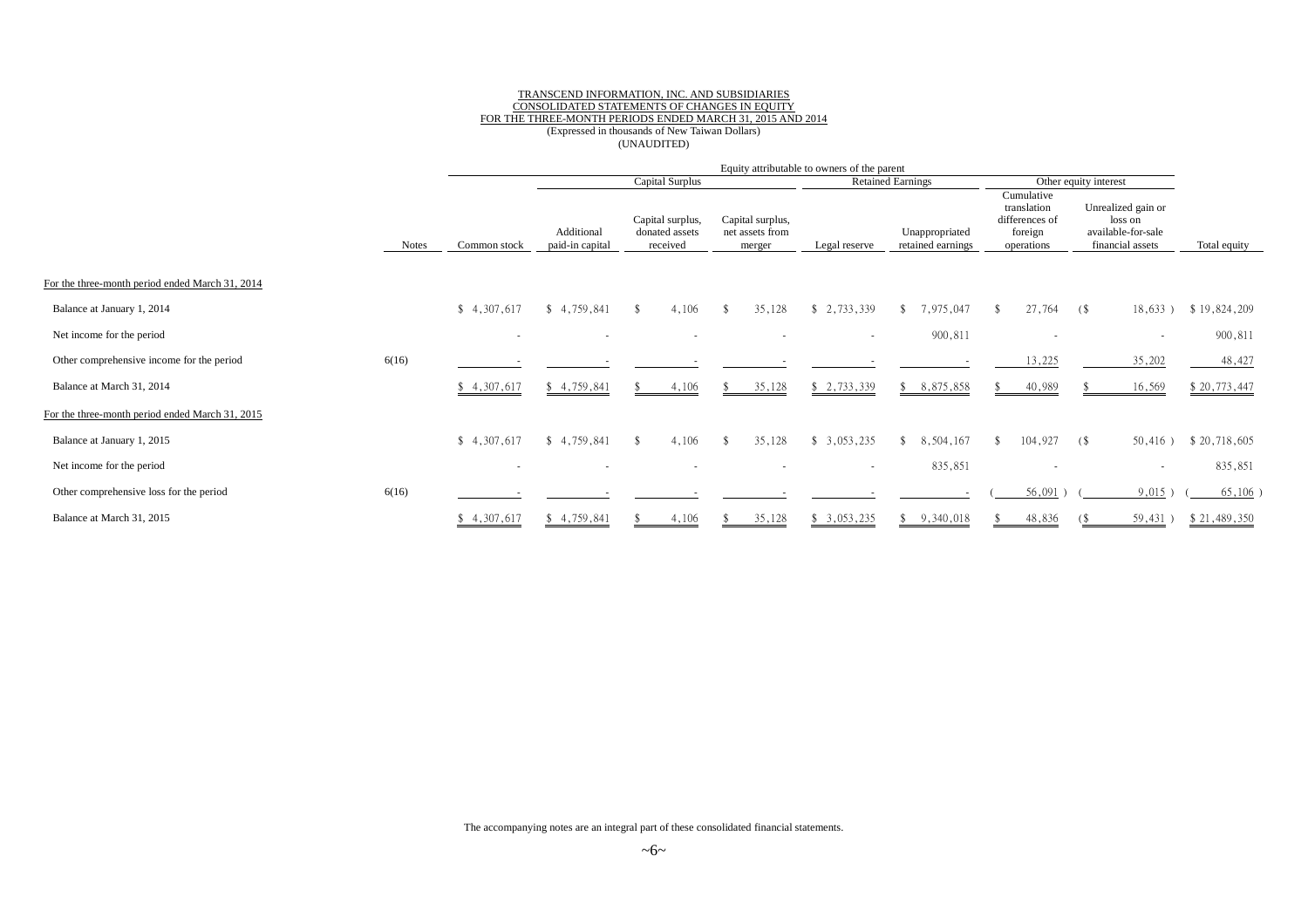TRANSCEND INFORMATION, INC. AND SUBSIDIARIES
CONSOLIDATED STATEMENTS OF CHANGES IN EQUITY
FOR THE THREE-MONTH PERIODS ENDED MARCH 31, 2015 AND 2014
(Expressed in thousands of New Taiwan Dollars)
(UNAUDITED)

| | | Equity attributable to owners of the parent | | | | | | | | |
|---|---|---|---|---|---|---|---|---|---|---|
| | | | Capital Surplus | | | Retained Earnings | | Other equity interest | | |
| | Notes | Common stock | Additional paid-in capital | Capital surplus, donated assets received | Capital surplus, net assets from merger | Legal reserve | Unappropriated retained earnings | Cumulative translation differences of foreign operations | Unrealized gain or loss on available-for-sale financial assets | Total equity |
| For the three-month period ended March 31, 2014 | | | | | | | | | | |
| Balance at January 1, 2014 | | $ 4,307,617 | $ 4,759,841 | $ 4,106 | $ 35,128 | $ 2,733,339 | $ 7,975,047 | $ 27,764 | ($ 18,633 ) | $ 19,824,209 |
| Net income for the period | | - | - | - | - | - | 900,811 | - | - | 900,811 |
| Other comprehensive income for the period | 6(16) | - | - | - | - | - | - | 13,225 | 35,202 | 48,427 |
| Balance at March 31, 2014 | | $ 4,307,617 | $ 4,759,841 | $ 4,106 | $ 35,128 | $ 2,733,339 | $ 8,875,858 | $ 40,989 | $ 16,569 | $ 20,773,447 |
| For the three-month period ended March 31, 2015 | | | | | | | | | | |
| Balance at January 1, 2015 | | $ 4,307,617 | $ 4,759,841 | $ 4,106 | $ 35,128 | $ 3,053,235 | $ 8,504,167 | $ 104,927 | ($ 50,416 ) | $ 20,718,605 |
| Net income for the period | | - | - | - | - | - | 835,851 | - | - | 835,851 |
| Other comprehensive loss for the period | 6(16) | - | - | - | - | - | - | ( 56,091 ) | ( 9,015 ) | ( 65,106 ) |
| Balance at March 31, 2015 | | $ 4,307,617 | $ 4,759,841 | $ 4,106 | $ 35,128 | $ 3,053,235 | $ 9,340,018 | $ 48,836 | ($ 59,431 ) | $ 21,489,350 |

The accompanying notes are an integral part of these consolidated financial statements.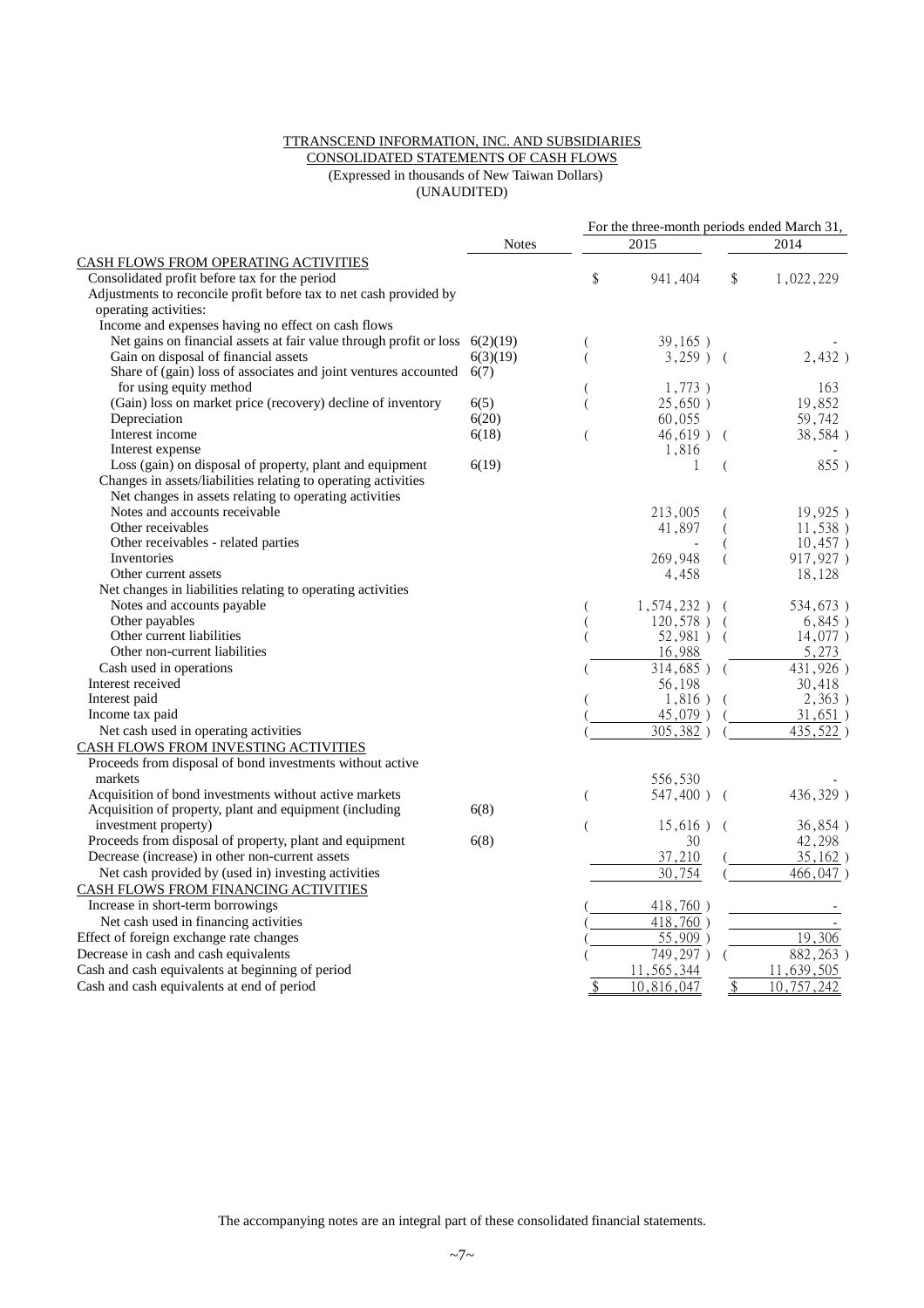TTRANSCEND INFORMATION, INC. AND SUBSIDIARIES
CONSOLIDATED STATEMENTS OF CASH FLOWS
(Expressed in thousands of New Taiwan Dollars)
(UNAUDITED)

| | Notes | For the three-month periods ended March 31, 2015 | 2014 |
|---|---|---|---|
| CASH FLOWS FROM OPERATING ACTIVITIES | | | |
| Consolidated profit before tax for the period | | $ 941,404 | $ 1,022,229 |
| Adjustments to reconcile profit before tax to net cash provided by operating activities: | | | |
| Income and expenses having no effect on cash flows | | | |
| Net gains on financial assets at fair value through profit or loss | 6(2)(19) | ( 39,165 ) | - |
| Gain on disposal of financial assets | 6(3)(19) | ( 3,259 ) | ( 2,432 ) |
| Share of (gain) loss of associates and joint ventures accounted for using equity method | 6(7) | ( 1,773 ) | 163 |
| (Gain) loss on market price (recovery) decline of inventory | 6(5) | ( 25,650 ) | 19,852 |
| Depreciation | 6(20) | 60,055 | 59,742 |
| Interest income | 6(18) | ( 46,619 ) | ( 38,584 ) |
| Interest expense | | 1,816 | - |
| Loss (gain) on disposal of property, plant and equipment | 6(19) | 1 | ( 855 ) |
| Changes in assets/liabilities relating to operating activities | | | |
| Net changes in assets relating to operating activities | | | |
| Notes and accounts receivable | | 213,005 | ( 19,925 ) |
| Other receivables | | 41,897 | ( 11,538 ) |
| Other receivables - related parties | | - | ( 10,457 ) |
| Inventories | | 269,948 | ( 917,927 ) |
| Other current assets | | 4,458 | 18,128 |
| Net changes in liabilities relating to operating activities | | | |
| Notes and accounts payable | | ( 1,574,232 ) | ( 534,673 ) |
| Other payables | | ( 120,578 ) | ( 6,845 ) |
| Other current liabilities | | ( 52,981 ) | ( 14,077 ) |
| Other non-current liabilities | | 16,988 | 5,273 |
| Cash used in operations | | ( 314,685 ) | ( 431,926 ) |
| Interest received | | 56,198 | 30,418 |
| Interest paid | | ( 1,816 ) | ( 2,363 ) |
| Income tax paid | | ( 45,079 ) | ( 31,651 ) |
| Net cash used in operating activities | | ( 305,382 ) | ( 435,522 ) |
| CASH FLOWS FROM INVESTING ACTIVITIES | | | |
| Proceeds from disposal of bond investments without active markets | | 556,530 | - |
| Acquisition of bond investments without active markets | | ( 547,400 ) | ( 436,329 ) |
| Acquisition of property, plant and equipment (including investment property) | 6(8) | ( 15,616 ) | ( 36,854 ) |
| Proceeds from disposal of property, plant and equipment | 6(8) | 30 | 42,298 |
| Decrease (increase) in other non-current assets | | 37,210 | ( 35,162 ) |
| Net cash provided by (used in) investing activities | | 30,754 | ( 466,047 ) |
| CASH FLOWS FROM FINANCING ACTIVITIES | | | |
| Increase in short-term borrowings | | ( 418,760 ) | - |
| Net cash used in financing activities | | ( 418,760 ) | - |
| Effect of foreign exchange rate changes | | ( 55,909 ) | 19,306 |
| Decrease in cash and cash equivalents | | ( 749,297 ) | ( 882,263 ) |
| Cash and cash equivalents at beginning of period | | 11,565,344 | 11,639,505 |
| Cash and cash equivalents at end of period | | $ 10,816,047 | $ 10,757,242 |

The accompanying notes are an integral part of these consolidated financial statements.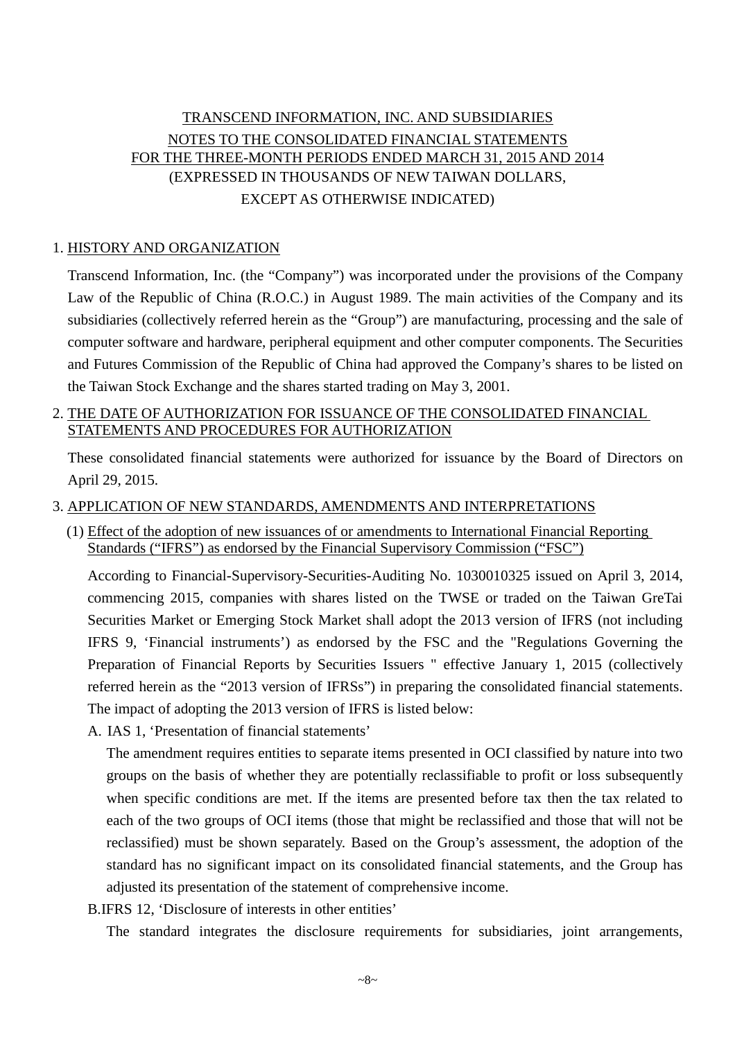# TRANSCEND INFORMATION, INC. AND SUBSIDIARIES
## NOTES TO THE CONSOLIDATED FINANCIAL STATEMENTS
## FOR THE THREE-MONTH PERIODS ENDED MARCH 31, 2015 AND 2014
### (EXPRESSED IN THOUSANDS OF NEW TAIWAN DOLLARS, EXCEPT AS OTHERWISE INDICATED)

1. HISTORY AND ORGANIZATION

Transcend Information, Inc. (the "Company") was incorporated under the provisions of the Company Law of the Republic of China (R.O.C.) in August 1989. The main activities of the Company and its subsidiaries (collectively referred herein as the "Group") are manufacturing, processing and the sale of computer software and hardware, peripheral equipment and other computer components. The Securities and Futures Commission of the Republic of China had approved the Company's shares to be listed on the Taiwan Stock Exchange and the shares started trading on May 3, 2001.

2. THE DATE OF AUTHORIZATION FOR ISSUANCE OF THE CONSOLIDATED FINANCIAL STATEMENTS AND PROCEDURES FOR AUTHORIZATION

These consolidated financial statements were authorized for issuance by the Board of Directors on April 29, 2015.

3. APPLICATION OF NEW STANDARDS, AMENDMENTS AND INTERPRETATIONS

(1) Effect of the adoption of new issuances of or amendments to International Financial Reporting Standards ("IFRS") as endorsed by the Financial Supervisory Commission ("FSC")

According to Financial-Supervisory-Securities-Auditing No. 1030010325 issued on April 3, 2014, commencing 2015, companies with shares listed on the TWSE or traded on the Taiwan GreTai Securities Market or Emerging Stock Market shall adopt the 2013 version of IFRS (not including IFRS 9, 'Financial instruments') as endorsed by the FSC and the "Regulations Governing the Preparation of Financial Reports by Securities Issuers " effective January 1, 2015 (collectively referred herein as the "2013 version of IFRSs") in preparing the consolidated financial statements. The impact of adopting the 2013 version of IFRS is listed below:

A. IAS 1, 'Presentation of financial statements'

The amendment requires entities to separate items presented in OCI classified by nature into two groups on the basis of whether they are potentially reclassifiable to profit or loss subsequently when specific conditions are met. If the items are presented before tax then the tax related to each of the two groups of OCI items (those that might be reclassified and those that will not be reclassified) must be shown separately. Based on the Group's assessment, the adoption of the standard has no significant impact on its consolidated financial statements, and the Group has adjusted its presentation of the statement of comprehensive income.

B. IFRS 12, 'Disclosure of interests in other entities'

The standard integrates the disclosure requirements for subsidiaries, joint arrangements,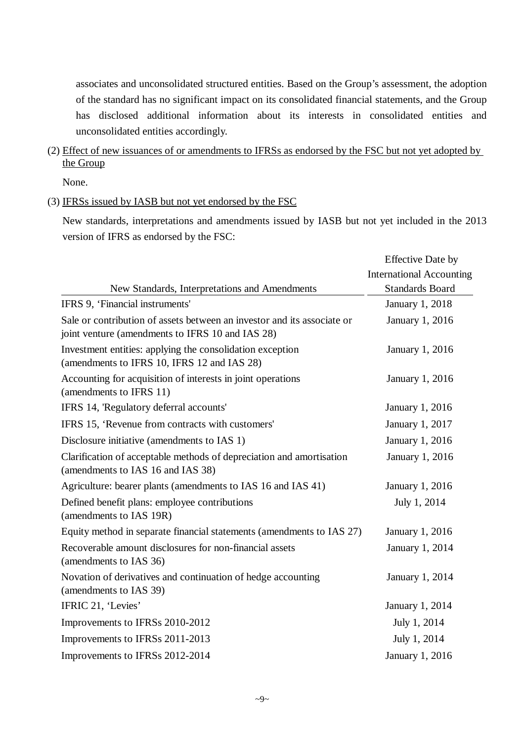associates and unconsolidated structured entities. Based on the Group's assessment, the adoption of the standard has no significant impact on its consolidated financial statements, and the Group has disclosed additional information about its interests in consolidated entities and unconsolidated entities accordingly.

(2) Effect of new issuances of or amendments to IFRSs as endorsed by the FSC but not yet adopted by the Group

None.

(3) IFRSs issued by IASB but not yet endorsed by the FSC

New standards, interpretations and amendments issued by IASB but not yet included in the 2013 version of IFRS as endorsed by the FSC:

| New Standards, Interpretations and Amendments | Effective Date by International Accounting Standards Board |
|---|---|
| IFRS 9, 'Financial instruments' | January 1, 2018 |
| Sale or contribution of assets between an investor and its associate or joint venture (amendments to IFRS 10 and IAS 28) | January 1, 2016 |
| Investment entities: applying the consolidation exception (amendments to IFRS 10, IFRS 12 and IAS 28) | January 1, 2016 |
| Accounting for acquisition of interests in joint operations (amendments to IFRS 11) | January 1, 2016 |
| IFRS 14, 'Regulatory deferral accounts' | January 1, 2016 |
| IFRS 15, 'Revenue from contracts with customers' | January 1, 2017 |
| Disclosure initiative (amendments to IAS 1) | January 1, 2016 |
| Clarification of acceptable methods of depreciation and amortisation (amendments to IAS 16 and IAS 38) | January 1, 2016 |
| Agriculture: bearer plants (amendments to IAS 16 and IAS 41) | January 1, 2016 |
| Defined benefit plans: employee contributions (amendments to IAS 19R) | July 1, 2014 |
| Equity method in separate financial statements (amendments to IAS 27) | January 1, 2016 |
| Recoverable amount disclosures for non-financial assets (amendments to IAS 36) | January 1, 2014 |
| Novation of derivatives and continuation of hedge accounting (amendments to IAS 39) | January 1, 2014 |
| IFRIC 21, 'Levies' | January 1, 2014 |
| Improvements to IFRSs 2010-2012 | July 1, 2014 |
| Improvements to IFRSs 2011-2013 | July 1, 2014 |
| Improvements to IFRSs 2012-2014 | January 1, 2016 |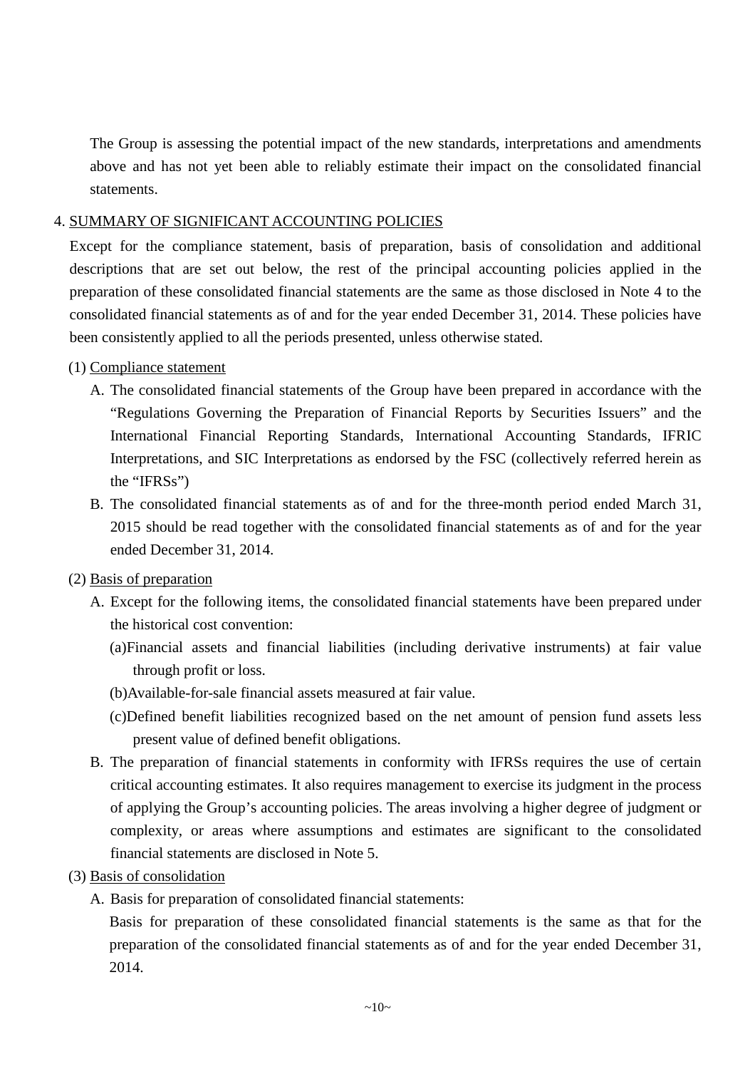The Group is assessing the potential impact of the new standards, interpretations and amendments above and has not yet been able to reliably estimate their impact on the consolidated financial statements.

## 4. SUMMARY OF SIGNIFICANT ACCOUNTING POLICIES

Except for the compliance statement, basis of preparation, basis of consolidation and additional descriptions that are set out below, the rest of the principal accounting policies applied in the preparation of these consolidated financial statements are the same as those disclosed in Note 4 to the consolidated financial statements as of and for the year ended December 31, 2014. These policies have been consistently applied to all the periods presented, unless otherwise stated.

### (1) Compliance statement

A. The consolidated financial statements of the Group have been prepared in accordance with the "Regulations Governing the Preparation of Financial Reports by Securities Issuers" and the International Financial Reporting Standards, International Accounting Standards, IFRIC Interpretations, and SIC Interpretations as endorsed by the FSC (collectively referred herein as the "IFRSs")

B. The consolidated financial statements as of and for the three-month period ended March 31, 2015 should be read together with the consolidated financial statements as of and for the year ended December 31, 2014.

### (2) Basis of preparation

A. Except for the following items, the consolidated financial statements have been prepared under the historical cost convention:

(a) Financial assets and financial liabilities (including derivative instruments) at fair value through profit or loss.

(b) Available-for-sale financial assets measured at fair value.

(c) Defined benefit liabilities recognized based on the net amount of pension fund assets less present value of defined benefit obligations.

B. The preparation of financial statements in conformity with IFRSs requires the use of certain critical accounting estimates. It also requires management to exercise its judgment in the process of applying the Group's accounting policies. The areas involving a higher degree of judgment or complexity, or areas where assumptions and estimates are significant to the consolidated financial statements are disclosed in Note 5.

### (3) Basis of consolidation

A. Basis for preparation of consolidated financial statements:

Basis for preparation of these consolidated financial statements is the same as that for the preparation of the consolidated financial statements as of and for the year ended December 31, 2014.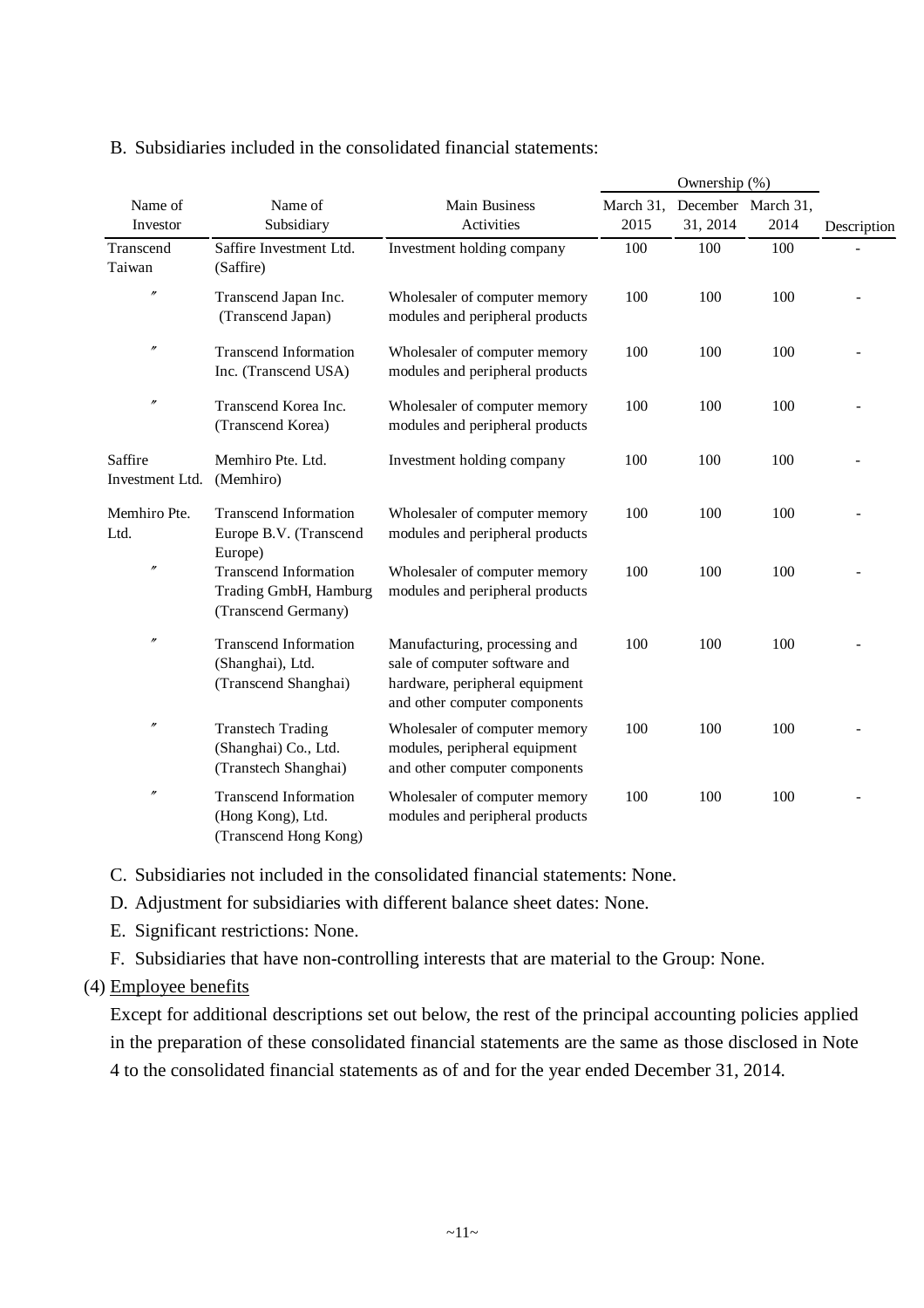B. Subsidiaries included in the consolidated financial statements:

| Name of Investor | Name of Subsidiary | Main Business Activities | Ownership (%) March 31, 2015 | Ownership (%) December 31, 2014 | Ownership (%) March 31, 2014 | Description |
|---|---|---|---|---|---|---|
| Transcend Taiwan | Saffire Investment Ltd. (Saffire) | Investment holding company | 100 | 100 | 100 | - |
| 〃 | Transcend Japan Inc. (Transcend Japan) | Wholesaler of computer memory modules and peripheral products | 100 | 100 | 100 | - |
| 〃 | Transcend Information Inc. (Transcend USA) | Wholesaler of computer memory modules and peripheral products | 100 | 100 | 100 | - |
| 〃 | Transcend Korea Inc. (Transcend Korea) | Wholesaler of computer memory modules and peripheral products | 100 | 100 | 100 | - |
| Saffire Investment Ltd. | Memhiro Pte. Ltd. (Memhiro) | Investment holding company | 100 | 100 | 100 | - |
| Memhiro Pte. Ltd. | Transcend Information Europe B.V. (Transcend Europe) | Wholesaler of computer memory modules and peripheral products | 100 | 100 | 100 | - |
| 〃 | Transcend Information Trading GmbH, Hamburg (Transcend Germany) | Wholesaler of computer memory modules and peripheral products | 100 | 100 | 100 | - |
| 〃 | Transcend Information (Shanghai), Ltd. (Transcend Shanghai) | Manufacturing, processing and sale of computer software and hardware, peripheral equipment and other computer components | 100 | 100 | 100 | - |
| 〃 | Transtech Trading (Shanghai) Co., Ltd. (Transtech Shanghai) | Wholesaler of computer memory modules, peripheral equipment and other computer components | 100 | 100 | 100 | - |
| 〃 | Transcend Information (Hong Kong), Ltd. (Transcend Hong Kong) | Wholesaler of computer memory modules and peripheral products | 100 | 100 | 100 | - |

C. Subsidiaries not included in the consolidated financial statements: None.

D. Adjustment for subsidiaries with different balance sheet dates: None.

E. Significant restrictions: None.

F. Subsidiaries that have non-controlling interests that are material to the Group: None.

(4) Employee benefits

Except for additional descriptions set out below, the rest of the principal accounting policies applied in the preparation of these consolidated financial statements are the same as those disclosed in Note 4 to the consolidated financial statements as of and for the year ended December 31, 2014.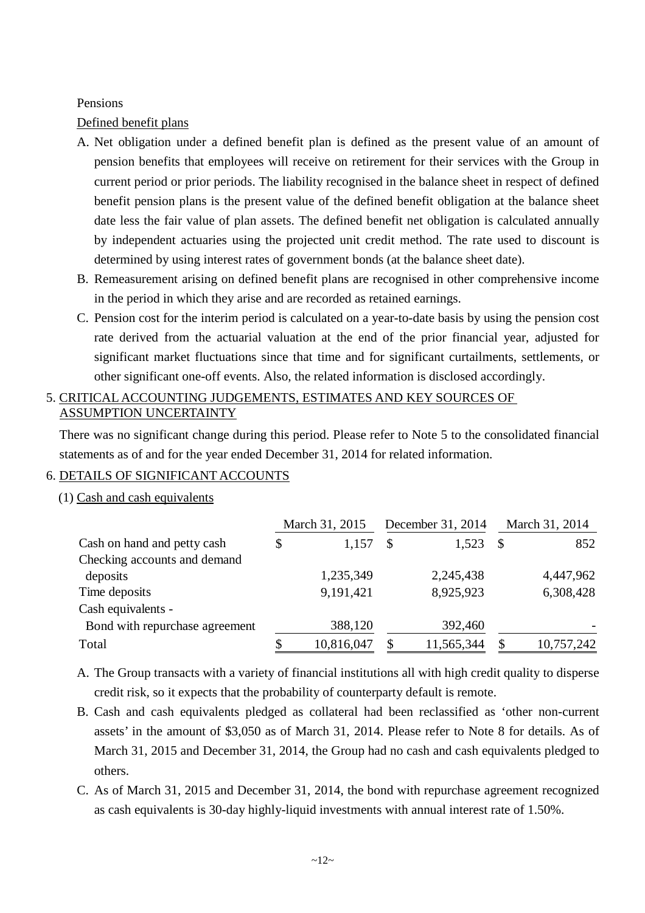Pensions

Defined benefit plans

A. Net obligation under a defined benefit plan is defined as the present value of an amount of pension benefits that employees will receive on retirement for their services with the Group in current period or prior periods. The liability recognised in the balance sheet in respect of defined benefit pension plans is the present value of the defined benefit obligation at the balance sheet date less the fair value of plan assets. The defined benefit net obligation is calculated annually by independent actuaries using the projected unit credit method. The rate used to discount is determined by using interest rates of government bonds (at the balance sheet date).

B. Remeasurement arising on defined benefit plans are recognised in other comprehensive income in the period in which they arise and are recorded as retained earnings.

C. Pension cost for the interim period is calculated on a year-to-date basis by using the pension cost rate derived from the actuarial valuation at the end of the prior financial year, adjusted for significant market fluctuations since that time and for significant curtailments, settlements, or other significant one-off events. Also, the related information is disclosed accordingly.

## 5. CRITICAL ACCOUNTING JUDGEMENTS, ESTIMATES AND KEY SOURCES OF ASSUMPTION UNCERTAINTY

There was no significant change during this period. Please refer to Note 5 to the consolidated financial statements as of and for the year ended December 31, 2014 for related information.

## 6. DETAILS OF SIGNIFICANT ACCOUNTS

### (1) Cash and cash equivalents

| | March 31, 2015 | December 31, 2014 | March 31, 2014 |
|---|---|---|---|
| Cash on hand and petty cash | $ 1,157 | $ 1,523 | $ 852 |
| Checking accounts and demand deposits | 1,235,349 | 2,245,438 | 4,447,962 |
| Time deposits | 9,191,421 | 8,925,923 | 6,308,428 |
| Cash equivalents - Bond with repurchase agreement | 388,120 | 392,460 | - |
| Total | $ 10,816,047 | $ 11,565,344 | $ 10,757,242 |

A. The Group transacts with a variety of financial institutions all with high credit quality to disperse credit risk, so it expects that the probability of counterparty default is remote.

B. Cash and cash equivalents pledged as collateral had been reclassified as 'other non-current assets' in the amount of $3,050 as of March 31, 2014. Please refer to Note 8 for details. As of March 31, 2015 and December 31, 2014, the Group had no cash and cash equivalents pledged to others.

C. As of March 31, 2015 and December 31, 2014, the bond with repurchase agreement recognized as cash equivalents is 30-day highly-liquid investments with annual interest rate of 1.50%.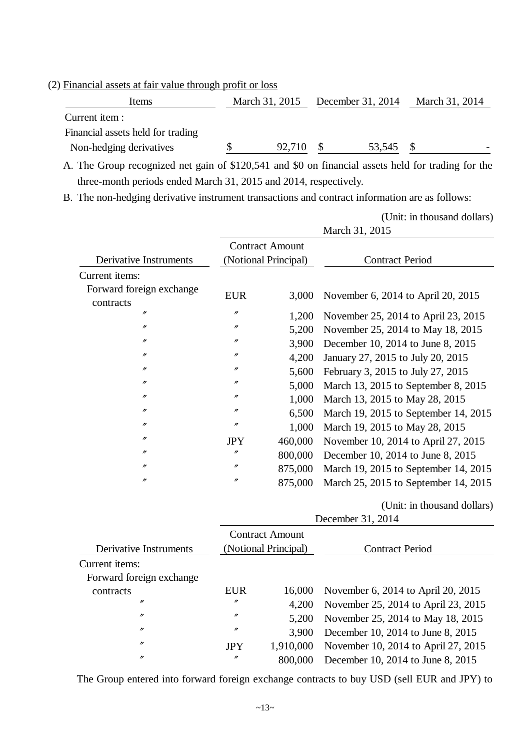(2) Financial assets at fair value through profit or loss

| Items | March 31, 2015 | December 31, 2014 | March 31, 2014 |
|---|---|---|---|
| Current item : | | | |
| Financial assets held for trading | | | |
| Non-hedging derivatives | $ 92,710 | $ 53,545 | $ - |

A. The Group recognized net gain of $120,541 and $0 on financial assets held for trading for the three-month periods ended March 31, 2015 and 2014, respectively.

B. The non-hedging derivative instrument transactions and contract information are as follows:

(Unit: in thousand dollars)

| | March 31, 2015 | | |
|---|---|---|---|
| Derivative Instruments | Contract Amount (Notional Principal) | | Contract Period |
| Current items: | | | |
| Forward foreign exchange contracts | EUR | 3,000 | November 6, 2014 to April 20, 2015 |
| 〃 | 〃 | 1,200 | November 25, 2014 to April 23, 2015 |
| 〃 | 〃 | 5,200 | November 25, 2014 to May 18, 2015 |
| 〃 | 〃 | 3,900 | December 10, 2014 to June 8, 2015 |
| 〃 | 〃 | 4,200 | January 27, 2015 to July 20, 2015 |
| 〃 | 〃 | 5,600 | February 3, 2015 to July 27, 2015 |
| 〃 | 〃 | 5,000 | March 13, 2015 to September 8, 2015 |
| 〃 | 〃 | 1,000 | March 13, 2015 to May 28, 2015 |
| 〃 | 〃 | 6,500 | March 19, 2015 to September 14, 2015 |
| 〃 | 〃 | 1,000 | March 19, 2015 to May 28, 2015 |
| 〃 | JPY | 460,000 | November 10, 2014 to April 27, 2015 |
| 〃 | 〃 | 800,000 | December 10, 2014 to June 8, 2015 |
| 〃 | 〃 | 875,000 | March 19, 2015 to September 14, 2015 |
| 〃 | 〃 | 875,000 | March 25, 2015 to September 14, 2015 |

(Unit: in thousand dollars)

| | December 31, 2014 | | |
|---|---|---|---|
| Derivative Instruments | Contract Amount (Notional Principal) | | Contract Period |
| Current items: | | | |
| Forward foreign exchange contracts | EUR | 16,000 | November 6, 2014 to April 20, 2015 |
| 〃 | 〃 | 4,200 | November 25, 2014 to April 23, 2015 |
| 〃 | 〃 | 5,200 | November 25, 2014 to May 18, 2015 |
| 〃 | 〃 | 3,900 | December 10, 2014 to June 8, 2015 |
| 〃 | JPY | 1,910,000 | November 10, 2014 to April 27, 2015 |
| 〃 | 〃 | 800,000 | December 10, 2014 to June 8, 2015 |

The Group entered into forward foreign exchange contracts to buy USD (sell EUR and JPY) to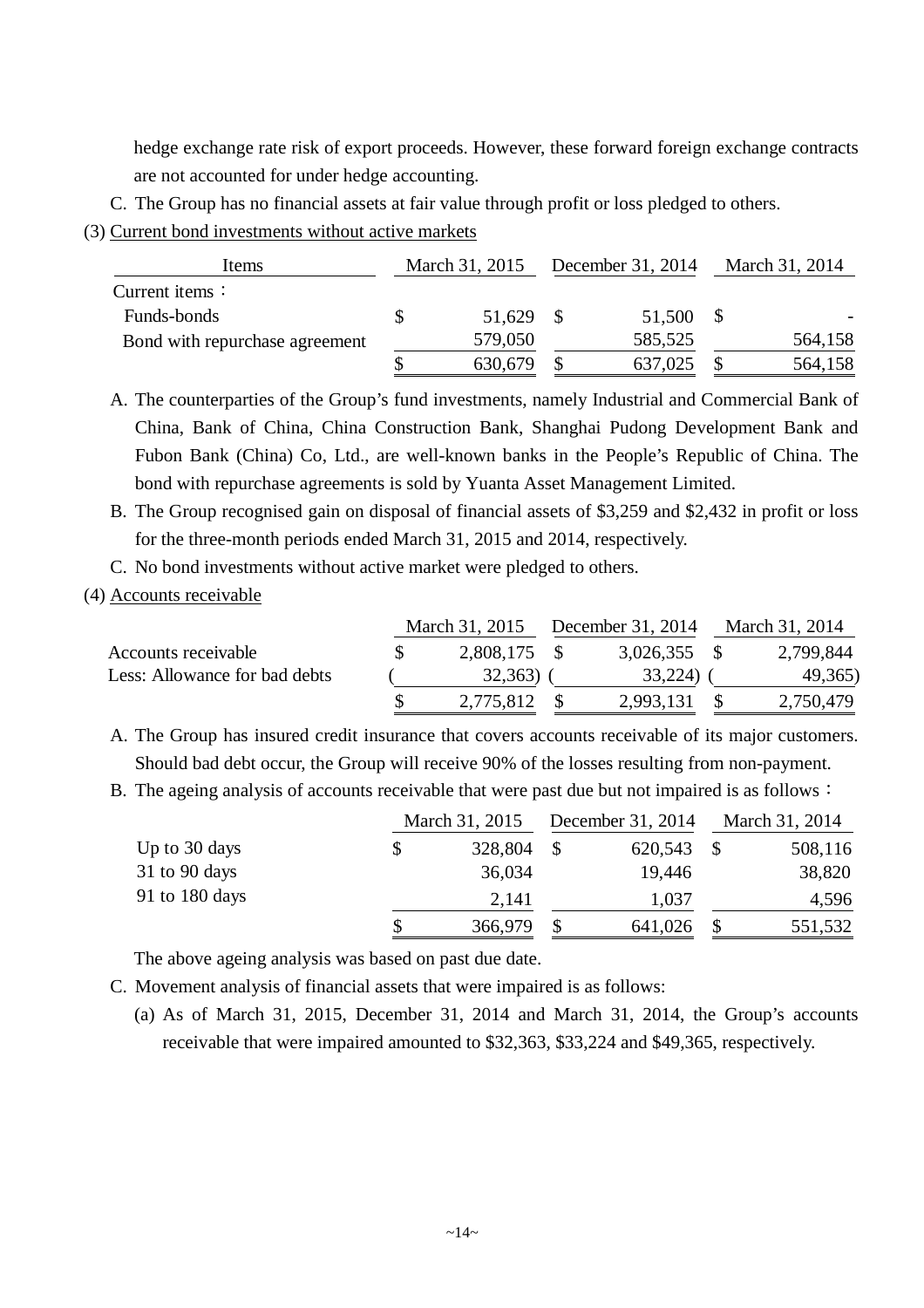hedge exchange rate risk of export proceeds. However, these forward foreign exchange contracts are not accounted for under hedge accounting.

C. The Group has no financial assets at fair value through profit or loss pledged to others.

(3) Current bond investments without active markets

| Items | March 31, 2015 | December 31, 2014 | March 31, 2014 |
|---|---|---|---|
| Current items： | | | |
| Funds-bonds | $ 51,629 | $ 51,500 | $ - |
| Bond with repurchase agreement | 579,050 | 585,525 | 564,158 |
| | $ 630,679 | $ 637,025 | $ 564,158 |

A. The counterparties of the Group's fund investments, namely Industrial and Commercial Bank of China, Bank of China, China Construction Bank, Shanghai Pudong Development Bank and Fubon Bank (China) Co, Ltd., are well-known banks in the People's Republic of China. The bond with repurchase agreements is sold by Yuanta Asset Management Limited.

B. The Group recognised gain on disposal of financial assets of $3,259 and $2,432 in profit or loss for the three-month periods ended March 31, 2015 and 2014, respectively.

C. No bond investments without active market were pledged to others.

(4) Accounts receivable

| | March 31, 2015 | December 31, 2014 | March 31, 2014 |
|---|---|---|---|
| Accounts receivable | $ 2,808,175 | $ 3,026,355 | $ 2,799,844 |
| Less: Allowance for bad debts | ( 32,363) | ( 33,224) | ( 49,365) |
| | $ 2,775,812 | $ 2,993,131 | $ 2,750,479 |

A. The Group has insured credit insurance that covers accounts receivable of its major customers. Should bad debt occur, the Group will receive 90% of the losses resulting from non-payment.

B. The ageing analysis of accounts receivable that were past due but not impaired is as follows：

| | March 31, 2015 | December 31, 2014 | March 31, 2014 |
|---|---|---|---|
| Up to 30 days | $ 328,804 | $ 620,543 | $ 508,116 |
| 31 to 90 days | 36,034 | 19,446 | 38,820 |
| 91 to 180 days | 2,141 | 1,037 | 4,596 |
| | $ 366,979 | $ 641,026 | $ 551,532 |

The above ageing analysis was based on past due date.

C. Movement analysis of financial assets that were impaired is as follows:

(a) As of March 31, 2015, December 31, 2014 and March 31, 2014, the Group's accounts receivable that were impaired amounted to $32,363, $33,224 and $49,365, respectively.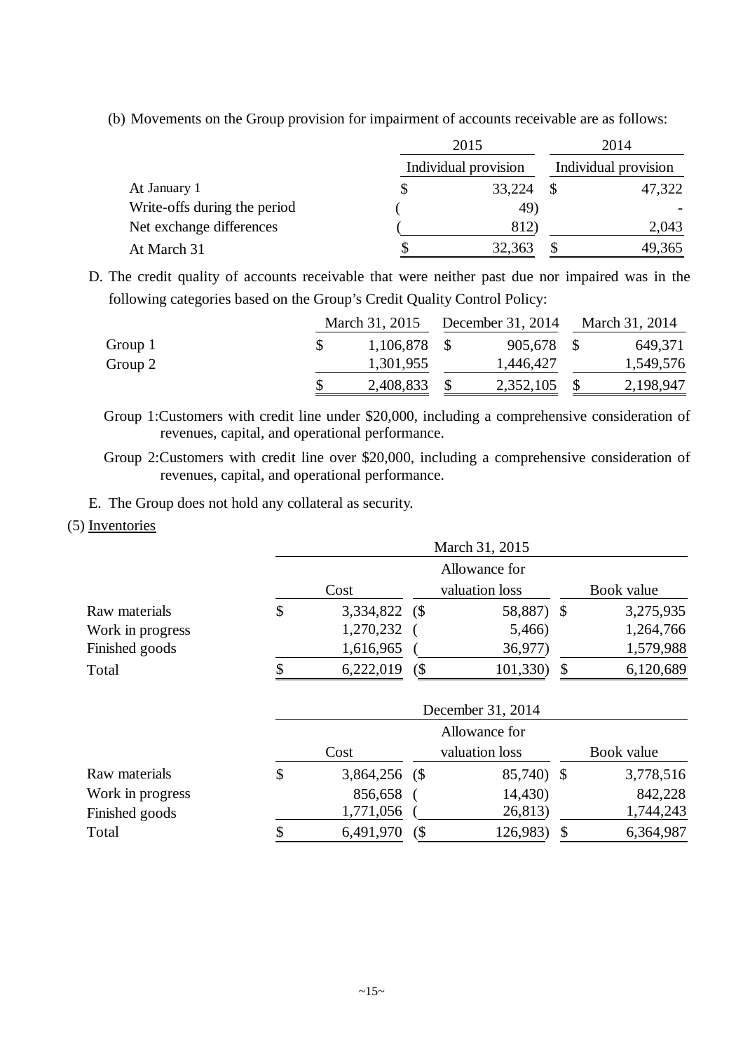(b) Movements on the Group provision for impairment of accounts receivable are as follows:

| | 2015 | 2014 |
|---|---|---|
| | Individual provision | Individual provision |
| At January 1 | $ 33,224 | $ 47,322 |
| Write-offs during the period | ( 49) | - |
| Net exchange differences | ( 812) | 2,043 |
| At March 31 | $ 32,363 | $ 49,365 |

D. The credit quality of accounts receivable that were neither past due nor impaired was in the following categories based on the Group's Credit Quality Control Policy:

| | March 31, 2015 | December 31, 2014 | March 31, 2014 |
|---|---|---|---|
| Group 1 | $ 1,106,878 | $ 905,678 | $ 649,371 |
| Group 2 | 1,301,955 | 1,446,427 | 1,549,576 |
| | $ 2,408,833 | $ 2,352,105 | $ 2,198,947 |

Group 1:Customers with credit line under $20,000, including a comprehensive consideration of revenues, capital, and operational performance.

Group 2:Customers with credit line over $20,000, including a comprehensive consideration of revenues, capital, and operational performance.

E. The Group does not hold any collateral as security.

(5) Inventories

| | March 31, 2015 | | |
|---|---|---|---|
| | Cost | Allowance for valuation loss | Book value |
| Raw materials | $ 3,334,822 | ($ 58,887) | $ 3,275,935 |
| Work in progress | 1,270,232 | ( 5,466) | 1,264,766 |
| Finished goods | 1,616,965 | ( 36,977) | 1,579,988 |
| Total | $ 6,222,019 | ($ 101,330) | $ 6,120,689 |

| | December 31, 2014 | | |
|---|---|---|---|
| | Cost | Allowance for valuation loss | Book value |
| Raw materials | $ 3,864,256 | ($ 85,740) | $ 3,778,516 |
| Work in progress | 856,658 | ( 14,430) | 842,228 |
| Finished goods | 1,771,056 | ( 26,813) | 1,744,243 |
| Total | $ 6,491,970 | ($ 126,983) | $ 6,364,987 |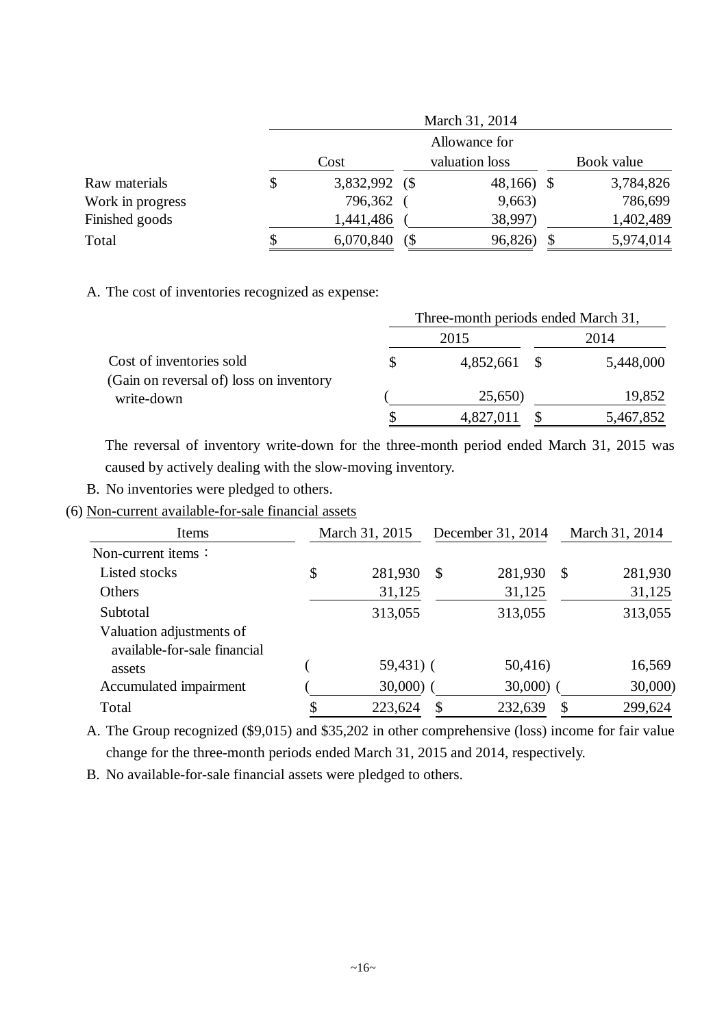| | March 31, 2014 | | |
|---|---|---|---|
| | Cost | Allowance for valuation loss | Book value |
| Raw materials | $ 3,832,992 | ($ 48,166) | $ 3,784,826 |
| Work in progress | 796,362 | ( 9,663) | 786,699 |
| Finished goods | 1,441,486 | ( 38,997) | 1,402,489 |
| Total | $ 6,070,840 | ($ 96,826) | $ 5,974,014 |

A. The cost of inventories recognized as expense:

| | Three-month periods ended March 31, | |
|---|---|---|
| | 2015 | 2014 |
| Cost of inventories sold | $ 4,852,661 | $ 5,448,000 |
| (Gain on reversal of) loss on inventory write-down | ( 25,650) | 19,852 |
| | $ 4,827,011 | $ 5,467,852 |

The reversal of inventory write-down for the three-month period ended March 31, 2015 was caused by actively dealing with the slow-moving inventory.

B. No inventories were pledged to others.

(6) Non-current available-for-sale financial assets

| Items | March 31, 2015 | December 31, 2014 | March 31, 2014 |
|---|---|---|---|
| Non-current items： | | | |
| Listed stocks | $ 281,930 | $ 281,930 | $ 281,930 |
| Others | 31,125 | 31,125 | 31,125 |
| Subtotal | 313,055 | 313,055 | 313,055 |
| Valuation adjustments of available-for-sale financial assets | ( 59,431) | ( 50,416) | 16,569 |
| Accumulated impairment | ( 30,000) | ( 30,000) | ( 30,000) |
| Total | $ 223,624 | $ 232,639 | $ 299,624 |

A. The Group recognized ($9,015) and $35,202 in other comprehensive (loss) income for fair value change for the three-month periods ended March 31, 2015 and 2014, respectively.

B. No available-for-sale financial assets were pledged to others.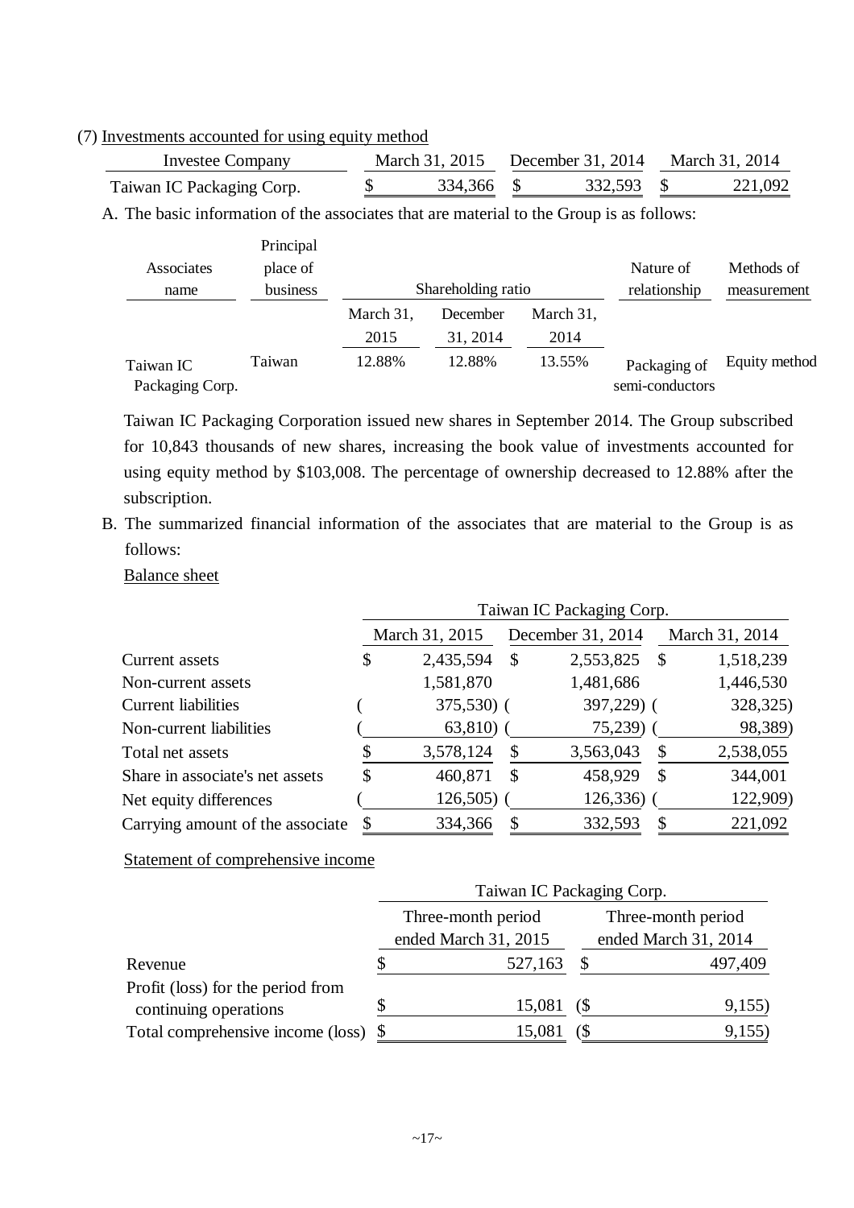(7) Investments accounted for using equity method

| Investee Company | March 31, 2015 | December 31, 2014 | March 31, 2014 |
|---|---|---|---|
| Taiwan IC Packaging Corp. | $ 334,366 | $ 332,593 | $ 221,092 |

A. The basic information of the associates that are material to the Group is as follows:

| Associates name | Principal place of business | Shareholding ratio | | | Nature of relationship | Methods of measurement |
|---|---|---|---|---|---|---|
| | | March 31, 2015 | December 31, 2014 | March 31, 2014 | | |
| Taiwan IC Packaging Corp. | Taiwan | 12.88% | 12.88% | 13.55% | Packaging of semi-conductors | Equity method |

Taiwan IC Packaging Corporation issued new shares in September 2014. The Group subscribed for 10,843 thousands of new shares, increasing the book value of investments accounted for using equity method by $103,008. The percentage of ownership decreased to 12.88% after the subscription.

B. The summarized financial information of the associates that are material to the Group is as follows:

Balance sheet

| | Taiwan IC Packaging Corp. | | |
|---|---|---|---|
| | March 31, 2015 | December 31, 2014 | March 31, 2014 |
| Current assets | $ 2,435,594 | $ 2,553,825 | $ 1,518,239 |
| Non-current assets | 1,581,870 | 1,481,686 | 1,446,530 |
| Current liabilities | ( 375,530) | ( 397,229) | ( 328,325) |
| Non-current liabilities | ( 63,810) | ( 75,239) | ( 98,389) |
| Total net assets | $ 3,578,124 | $ 3,563,043 | $ 2,538,055 |
| Share in associate's net assets | $ 460,871 | $ 458,929 | $ 344,001 |
| Net equity differences | ( 126,505) | ( 126,336) | ( 122,909) |
| Carrying amount of the associate | $ 334,366 | $ 332,593 | $ 221,092 |

Statement of comprehensive income

| | Taiwan IC Packaging Corp. | |
|---|---|---|
| | Three-month period ended March 31, 2015 | Three-month period ended March 31, 2014 |
| Revenue | $ 527,163 | $ 497,409 |
| Profit (loss) for the period from continuing operations | $ 15,081 | ($ 9,155) |
| Total comprehensive income (loss) | $ 15,081 | ($ 9,155) |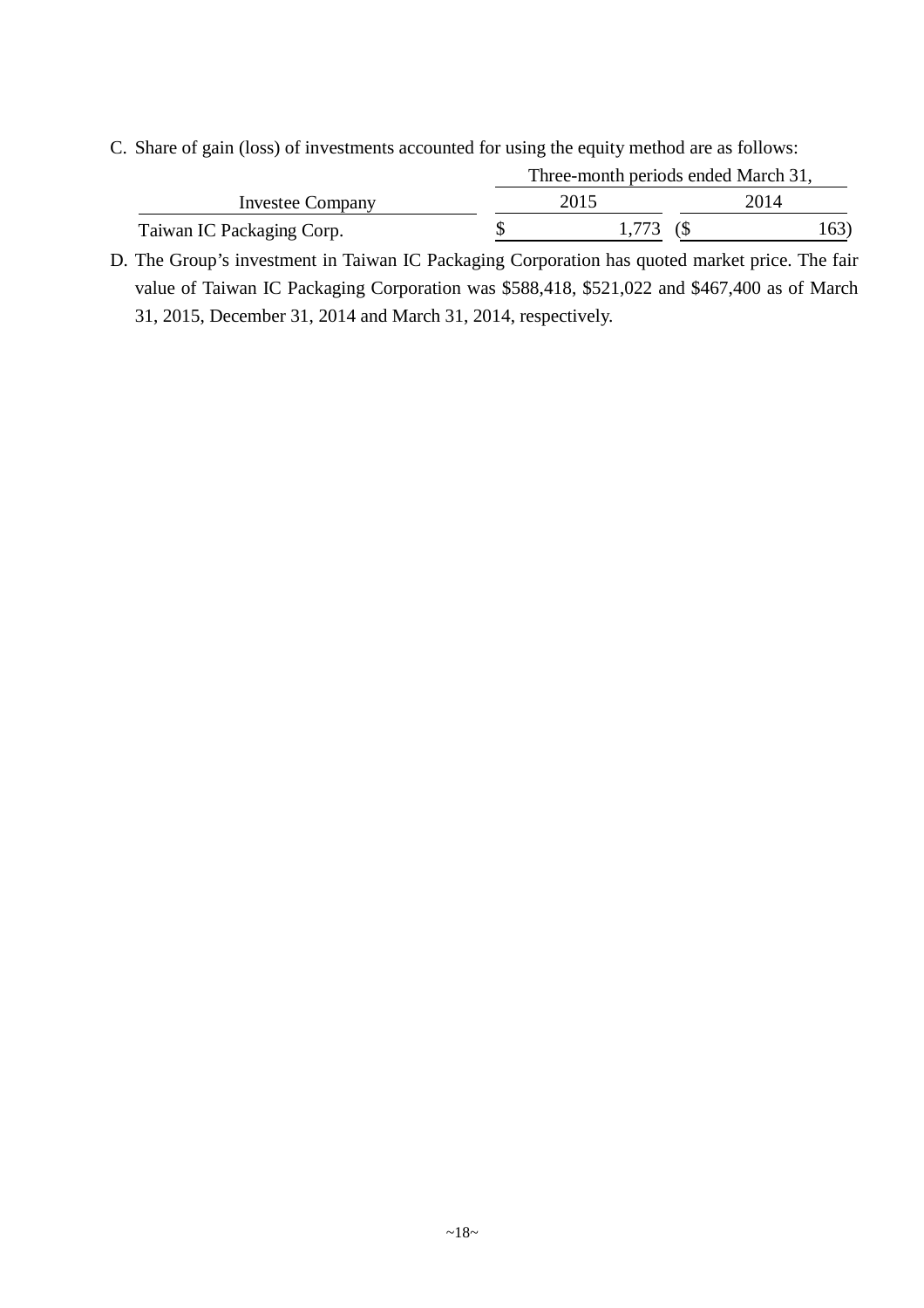C. Share of gain (loss) of investments accounted for using the equity method are as follows:

| | Three-month periods ended March 31, | |
|---|---|---|
| Investee Company | 2015 | 2014 |
| Taiwan IC Packaging Corp. | $ 1,773 | ($ 163) |

D. The Group's investment in Taiwan IC Packaging Corporation has quoted market price. The fair value of Taiwan IC Packaging Corporation was $588,418, $521,022 and $467,400 as of March 31, 2015, December 31, 2014 and March 31, 2014, respectively.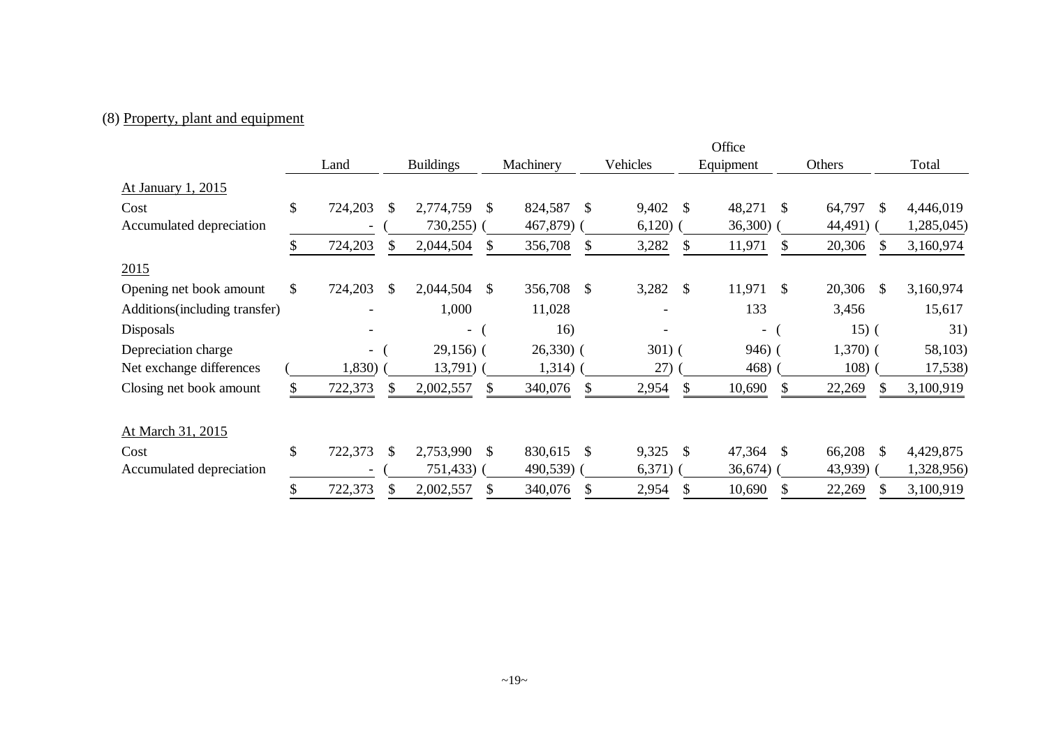(8) Property, plant and equipment

| | Land | Buildings | Machinery | Vehicles | Office Equipment | Others | Total |
|---|---|---|---|---|---|---|---|
| At January 1, 2015 | | | | | | | |
| Cost | $ 724,203 | $ 2,774,759 | $ 824,587 | $ 9,402 | $ 48,271 | $ 64,797 | $ 4,446,019 |
| Accumulated depreciation | - | ( 730,255) | ( 467,879) | ( 6,120) | ( 36,300) | ( 44,491) | ( 1,285,045) |
| | $ 724,203 | $ 2,044,504 | $ 356,708 | $ 3,282 | $ 11,971 | $ 20,306 | $ 3,160,974 |
| 2015 | | | | | | | |
| Opening net book amount | $ 724,203 | $ 2,044,504 | $ 356,708 | $ 3,282 | $ 11,971 | $ 20,306 | $ 3,160,974 |
| Additions(including transfer) | - | 1,000 | 11,028 | - | 133 | 3,456 | 15,617 |
| Disposals | - | - | ( 16) | - | - | ( 15) | ( 31) |
| Depreciation charge | - | ( 29,156) | ( 26,330) | ( 301) | ( 946) | ( 1,370) | ( 58,103) |
| Net exchange differences | ( 1,830) | ( 13,791) | ( 1,314) | ( 27) | ( 468) | ( 108) | ( 17,538) |
| Closing net book amount | $ 722,373 | $ 2,002,557 | $ 340,076 | $ 2,954 | $ 10,690 | $ 22,269 | $ 3,100,919 |
| At March 31, 2015 | | | | | | | |
| Cost | $ 722,373 | $ 2,753,990 | $ 830,615 | $ 9,325 | $ 47,364 | $ 66,208 | $ 4,429,875 |
| Accumulated depreciation | - | ( 751,433) | ( 490,539) | ( 6,371) | ( 36,674) | ( 43,939) | ( 1,328,956) |
| | $ 722,373 | $ 2,002,557 | $ 340,076 | $ 2,954 | $ 10,690 | $ 22,269 | $ 3,100,919 |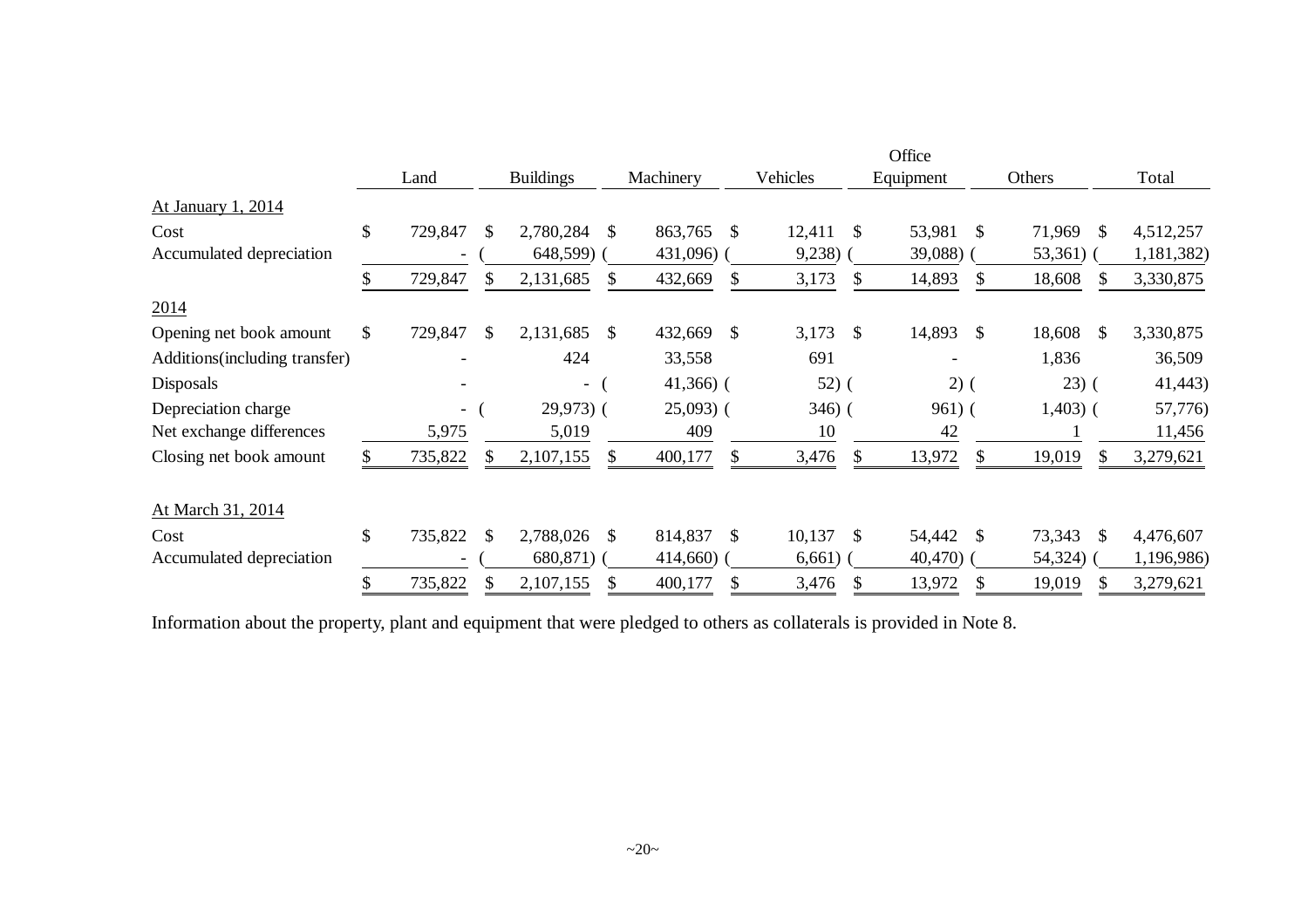| | Land | Buildings | Machinery | Vehicles | Office Equipment | Others | Total |
|---|---|---|---|---|---|---|---|
| At January 1, 2014 | | | | | | | |
| Cost | $ 729,847 | $ 2,780,284 | $ 863,765 | $ 12,411 | $ 53,981 | $ 71,969 | $ 4,512,257 |
| Accumulated depreciation | - | ( 648,599) | ( 431,096) | ( 9,238) | ( 39,088) | ( 53,361) | ( 1,181,382) |
| | $ 729,847 | $ 2,131,685 | $ 432,669 | $ 3,173 | $ 14,893 | $ 18,608 | $ 3,330,875 |
| 2014 | | | | | | | |
| Opening net book amount | $ 729,847 | $ 2,131,685 | $ 432,669 | $ 3,173 | $ 14,893 | $ 18,608 | $ 3,330,875 |
| Additions(including transfer) | - | 424 | 33,558 | 691 | - | 1,836 | 36,509 |
| Disposals | - | - | ( 41,366) | ( 52) | ( 2) | ( 23) | ( 41,443) |
| Depreciation charge | - | ( 29,973) | ( 25,093) | ( 346) | ( 961) | ( 1,403) | ( 57,776) |
| Net exchange differences | 5,975 | 5,019 | 409 | 10 | 42 | 1 | 11,456 |
| Closing net book amount | $ 735,822 | $ 2,107,155 | $ 400,177 | $ 3,476 | $ 13,972 | $ 19,019 | $ 3,279,621 |
| At March 31, 2014 | | | | | | | |
| Cost | $ 735,822 | $ 2,788,026 | $ 814,837 | $ 10,137 | $ 54,442 | $ 73,343 | $ 4,476,607 |
| Accumulated depreciation | - | ( 680,871) | ( 414,660) | ( 6,661) | ( 40,470) | ( 54,324) | ( 1,196,986) |
| | $ 735,822 | $ 2,107,155 | $ 400,177 | $ 3,476 | $ 13,972 | $ 19,019 | $ 3,279,621 |

Information about the property, plant and equipment that were pledged to others as collaterals is provided in Note 8.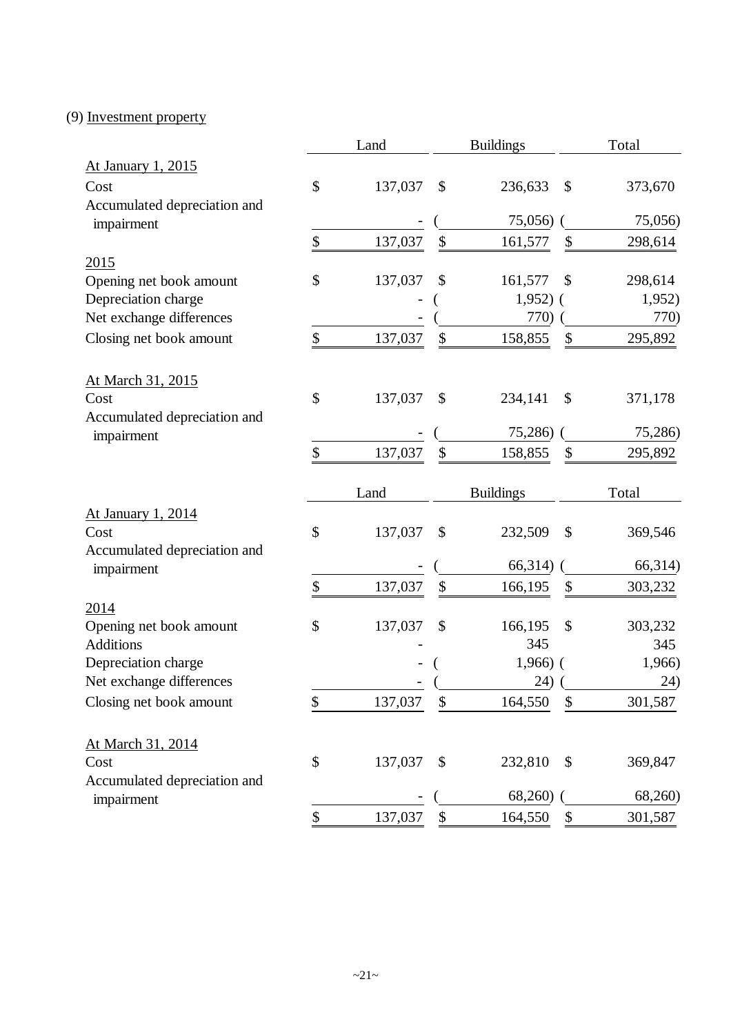(9) Investment property

| | Land | Buildings | Total |
|---|---|---|---|
| At January 1, 2015 | | | |
| Cost | $ 137,037 | $ 236,633 | $ 373,670 |
| Accumulated depreciation and impairment | - | ( 75,056) | ( 75,056) |
| | $ 137,037 | $ 161,577 | $ 298,614 |
| 2015 | | | |
| Opening net book amount | $ 137,037 | $ 161,577 | $ 298,614 |
| Depreciation charge | - | ( 1,952) | ( 1,952) |
| Net exchange differences | - | ( 770) | ( 770) |
| Closing net book amount | $ 137,037 | $ 158,855 | $ 295,892 |
| At March 31, 2015 | | | |
| Cost | $ 137,037 | $ 234,141 | $ 371,178 |
| Accumulated depreciation and impairment | - | ( 75,286) | ( 75,286) |
| | $ 137,037 | $ 158,855 | $ 295,892 |

| | Land | Buildings | Total |
|---|---|---|---|
| At January 1, 2014 | | | |
| Cost | $ 137,037 | $ 232,509 | $ 369,546 |
| Accumulated depreciation and impairment | - | ( 66,314) | ( 66,314) |
| | $ 137,037 | $ 166,195 | $ 303,232 |
| 2014 | | | |
| Opening net book amount | $ 137,037 | $ 166,195 | $ 303,232 |
| Additions | - | 345 | 345 |
| Depreciation charge | - | ( 1,966) | ( 1,966) |
| Net exchange differences | - | ( 24) | ( 24) |
| Closing net book amount | $ 137,037 | $ 164,550 | $ 301,587 |
| At March 31, 2014 | | | |
| Cost | $ 137,037 | $ 232,810 | $ 369,847 |
| Accumulated depreciation and impairment | - | ( 68,260) | ( 68,260) |
| | $ 137,037 | $ 164,550 | $ 301,587 |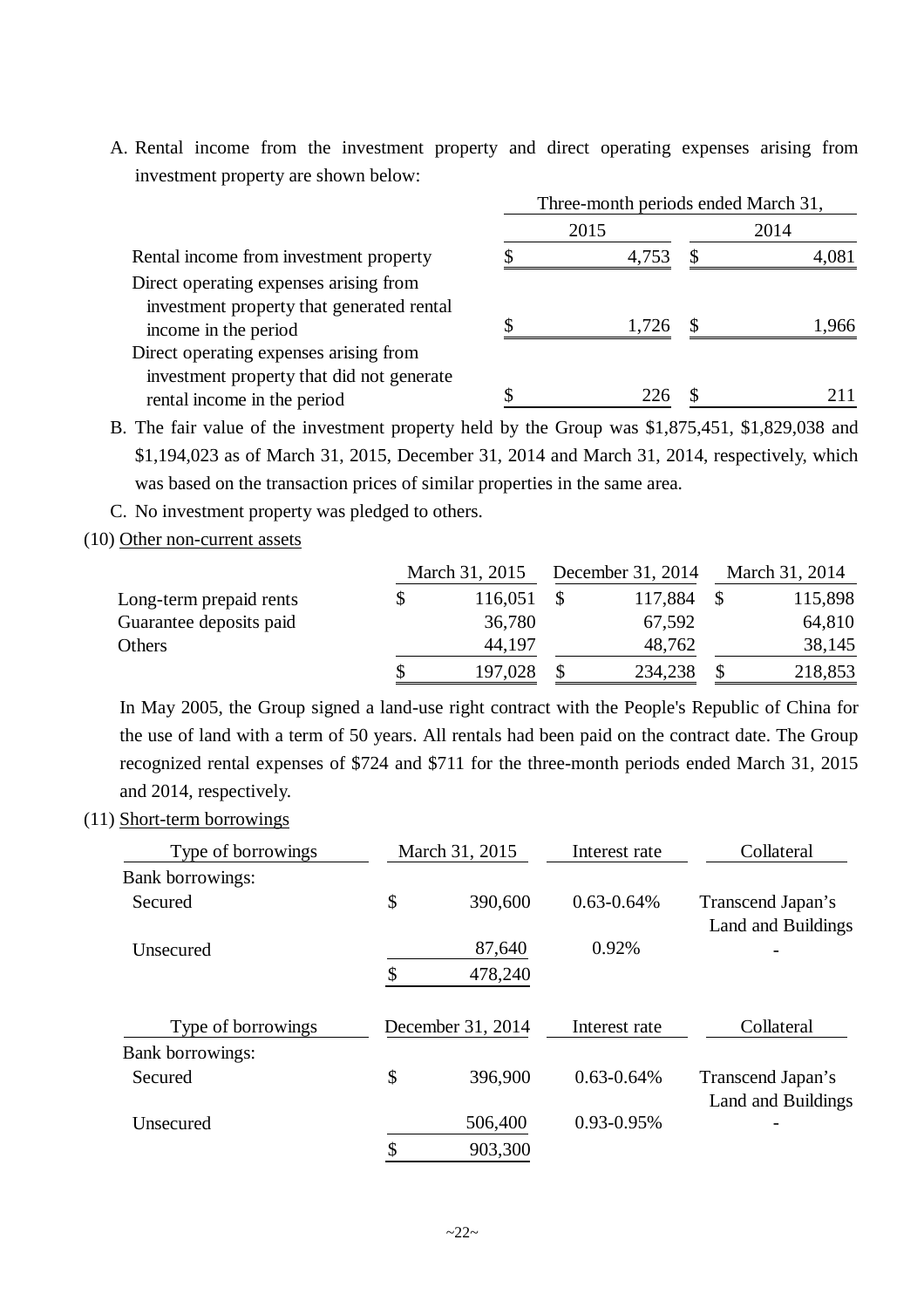A. Rental income from the investment property and direct operating expenses arising from investment property are shown below:

| | Three-month periods ended March 31, | |
|---|---|---|
| | 2015 | 2014 |
| Rental income from investment property | $ 4,753 | $ 4,081 |
| Direct operating expenses arising from investment property that generated rental income in the period | $ 1,726 | $ 1,966 |
| Direct operating expenses arising from investment property that did not generate rental income in the period | $ 226 | $ 211 |

B. The fair value of the investment property held by the Group was $1,875,451, $1,829,038 and $1,194,023 as of March 31, 2015, December 31, 2014 and March 31, 2014, respectively, which was based on the transaction prices of similar properties in the same area.

C. No investment property was pledged to others.

(10) Other non-current assets

| | March 31, 2015 | December 31, 2014 | March 31, 2014 |
|---|---|---|---|
| Long-term prepaid rents | $ 116,051 | $ 117,884 | $ 115,898 |
| Guarantee deposits paid | 36,780 | 67,592 | 64,810 |
| Others | 44,197 | 48,762 | 38,145 |
| | $ 197,028 | $ 234,238 | $ 218,853 |

In May 2005, the Group signed a land-use right contract with the People's Republic of China for the use of land with a term of 50 years. All rentals had been paid on the contract date. The Group recognized rental expenses of $724 and $711 for the three-month periods ended March 31, 2015 and 2014, respectively.

(11) Short-term borrowings

| Type of borrowings | March 31, 2015 | Interest rate | Collateral |
|---|---|---|---|
| Bank borrowings: | | | |
| Secured | $ 390,600 | 0.63-0.64% | Transcend Japan's Land and Buildings |
| Unsecured | 87,640 | 0.92% | - |
| | $ 478,240 | | |

| Type of borrowings | December 31, 2014 | Interest rate | Collateral |
|---|---|---|---|
| Bank borrowings: | | | |
| Secured | $ 396,900 | 0.63-0.64% | Transcend Japan's Land and Buildings |
| Unsecured | 506,400 | 0.93-0.95% | - |
| | $ 903,300 | | |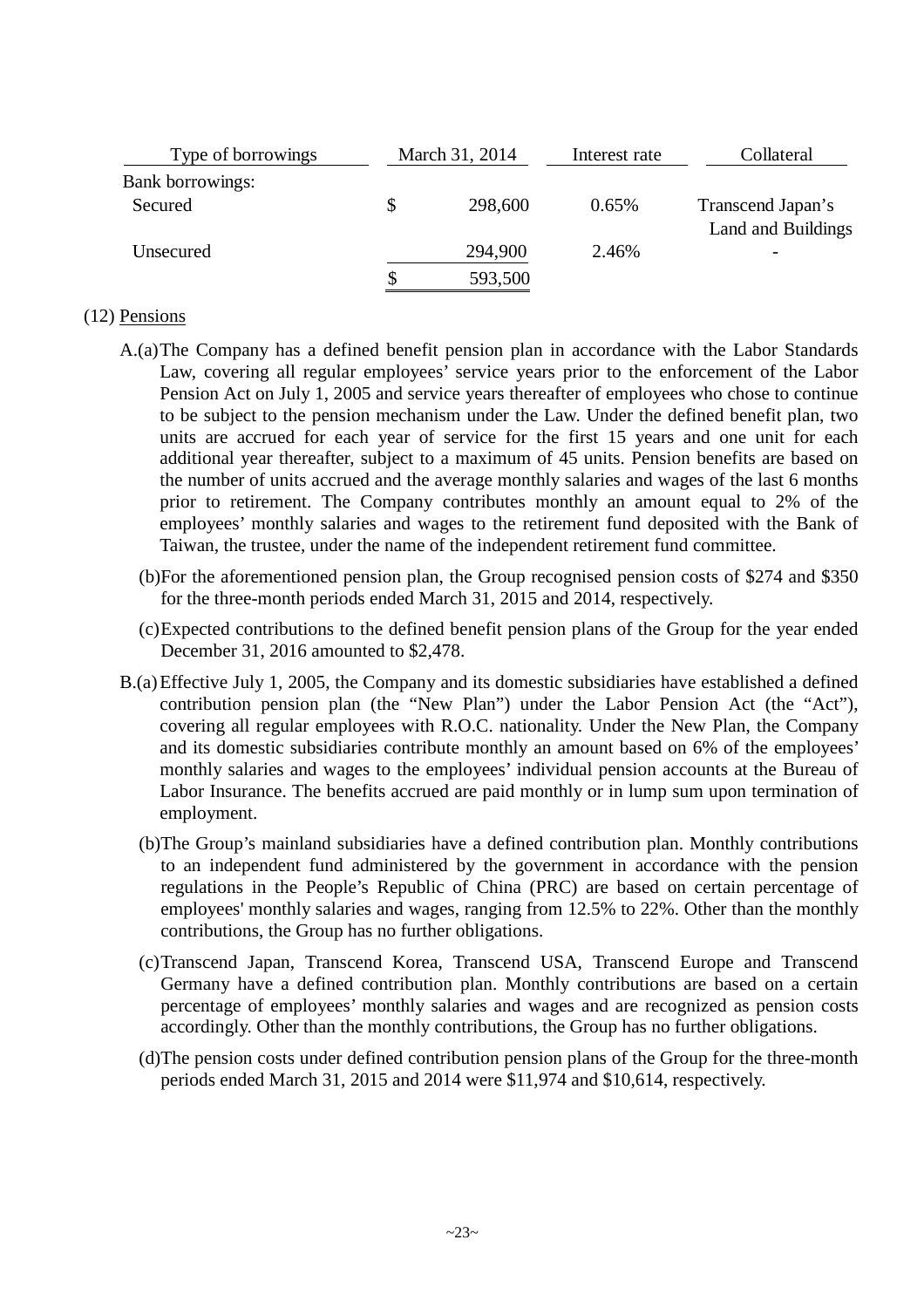| Type of borrowings | March 31, 2014 | Interest rate | Collateral |
|---|---|---|---|
| Bank borrowings: | | | |
| Secured | $ 298,600 | 0.65% | Transcend Japan's Land and Buildings |
| Unsecured | 294,900 | 2.46% | - |
| | $ 593,500 | | |

(12) Pensions

A.(a) The Company has a defined benefit pension plan in accordance with the Labor Standards Law, covering all regular employees' service years prior to the enforcement of the Labor Pension Act on July 1, 2005 and service years thereafter of employees who chose to continue to be subject to the pension mechanism under the Law. Under the defined benefit plan, two units are accrued for each year of service for the first 15 years and one unit for each additional year thereafter, subject to a maximum of 45 units. Pension benefits are based on the number of units accrued and the average monthly salaries and wages of the last 6 months prior to retirement. The Company contributes monthly an amount equal to 2% of the employees' monthly salaries and wages to the retirement fund deposited with the Bank of Taiwan, the trustee, under the name of the independent retirement fund committee.

(b) For the aforementioned pension plan, the Group recognised pension costs of $274 and $350 for the three-month periods ended March 31, 2015 and 2014, respectively.

(c) Expected contributions to the defined benefit pension plans of the Group for the year ended December 31, 2016 amounted to $2,478.

B.(a) Effective July 1, 2005, the Company and its domestic subsidiaries have established a defined contribution pension plan (the "New Plan") under the Labor Pension Act (the "Act"), covering all regular employees with R.O.C. nationality. Under the New Plan, the Company and its domestic subsidiaries contribute monthly an amount based on 6% of the employees' monthly salaries and wages to the employees' individual pension accounts at the Bureau of Labor Insurance. The benefits accrued are paid monthly or in lump sum upon termination of employment.

(b) The Group's mainland subsidiaries have a defined contribution plan. Monthly contributions to an independent fund administered by the government in accordance with the pension regulations in the People's Republic of China (PRC) are based on certain percentage of employees' monthly salaries and wages, ranging from 12.5% to 22%. Other than the monthly contributions, the Group has no further obligations.

(c) Transcend Japan, Transcend Korea, Transcend USA, Transcend Europe and Transcend Germany have a defined contribution plan. Monthly contributions are based on a certain percentage of employees' monthly salaries and wages and are recognized as pension costs accordingly. Other than the monthly contributions, the Group has no further obligations.

(d) The pension costs under defined contribution pension plans of the Group for the three-month periods ended March 31, 2015 and 2014 were $11,974 and $10,614, respectively.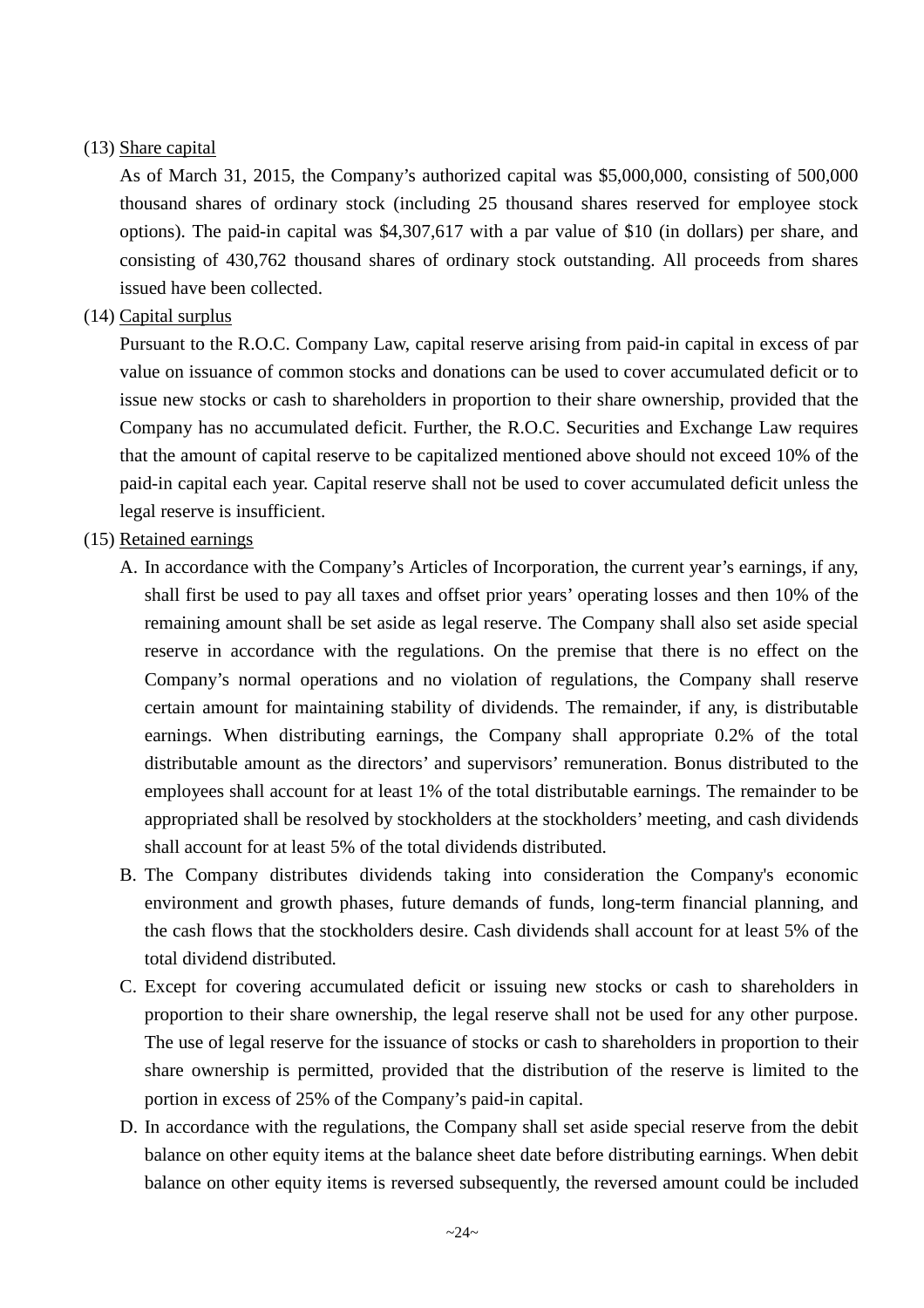(13) Share capital

As of March 31, 2015, the Company's authorized capital was $5,000,000, consisting of 500,000 thousand shares of ordinary stock (including 25 thousand shares reserved for employee stock options). The paid-in capital was $4,307,617 with a par value of $10 (in dollars) per share, and consisting of 430,762 thousand shares of ordinary stock outstanding. All proceeds from shares issued have been collected.

(14) Capital surplus

Pursuant to the R.O.C. Company Law, capital reserve arising from paid-in capital in excess of par value on issuance of common stocks and donations can be used to cover accumulated deficit or to issue new stocks or cash to shareholders in proportion to their share ownership, provided that the Company has no accumulated deficit. Further, the R.O.C. Securities and Exchange Law requires that the amount of capital reserve to be capitalized mentioned above should not exceed 10% of the paid-in capital each year. Capital reserve shall not be used to cover accumulated deficit unless the legal reserve is insufficient.

(15) Retained earnings

A. In accordance with the Company's Articles of Incorporation, the current year's earnings, if any, shall first be used to pay all taxes and offset prior years' operating losses and then 10% of the remaining amount shall be set aside as legal reserve. The Company shall also set aside special reserve in accordance with the regulations. On the premise that there is no effect on the Company's normal operations and no violation of regulations, the Company shall reserve certain amount for maintaining stability of dividends. The remainder, if any, is distributable earnings. When distributing earnings, the Company shall appropriate 0.2% of the total distributable amount as the directors' and supervisors' remuneration. Bonus distributed to the employees shall account for at least 1% of the total distributable earnings. The remainder to be appropriated shall be resolved by stockholders at the stockholders' meeting, and cash dividends shall account for at least 5% of the total dividends distributed.

B. The Company distributes dividends taking into consideration the Company's economic environment and growth phases, future demands of funds, long-term financial planning, and the cash flows that the stockholders desire. Cash dividends shall account for at least 5% of the total dividend distributed.

C. Except for covering accumulated deficit or issuing new stocks or cash to shareholders in proportion to their share ownership, the legal reserve shall not be used for any other purpose. The use of legal reserve for the issuance of stocks or cash to shareholders in proportion to their share ownership is permitted, provided that the distribution of the reserve is limited to the portion in excess of 25% of the Company's paid-in capital.

D. In accordance with the regulations, the Company shall set aside special reserve from the debit balance on other equity items at the balance sheet date before distributing earnings. When debit balance on other equity items is reversed subsequently, the reversed amount could be included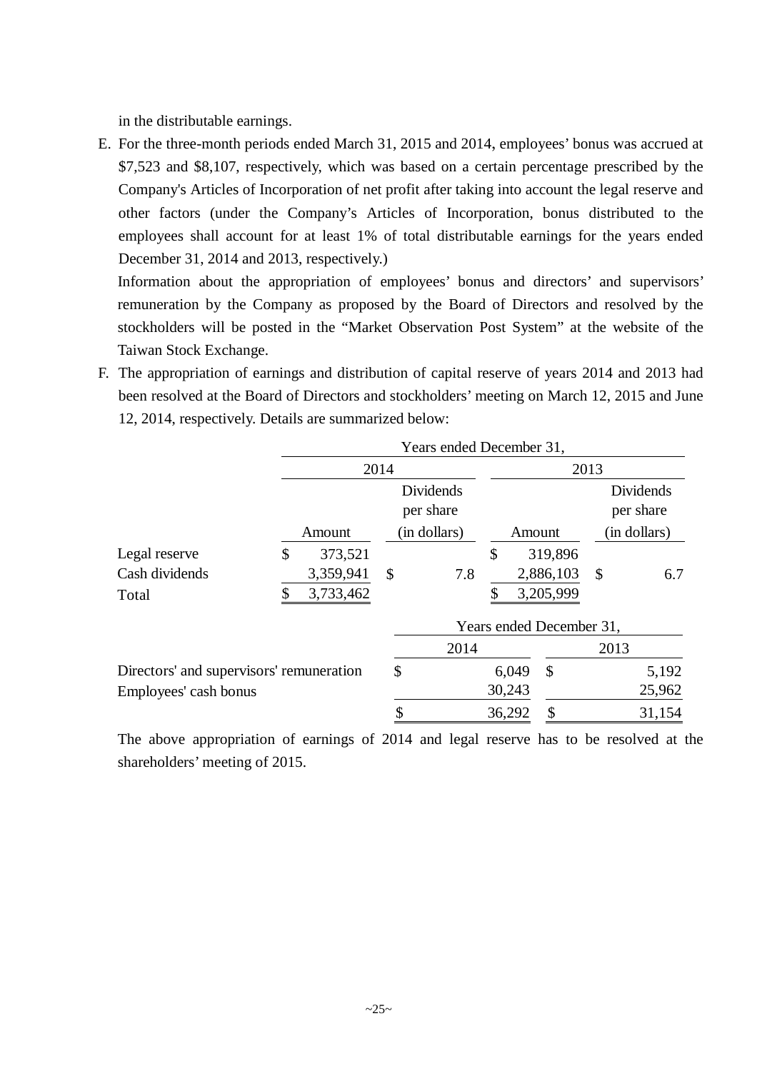in the distributable earnings.

E. For the three-month periods ended March 31, 2015 and 2014, employees' bonus was accrued at \$7,523 and \$8,107, respectively, which was based on a certain percentage prescribed by the Company's Articles of Incorporation of net profit after taking into account the legal reserve and other factors (under the Company's Articles of Incorporation, bonus distributed to the employees shall account for at least 1% of total distributable earnings for the years ended December 31, 2014 and 2013, respectively.)

   Information about the appropriation of employees' bonus and directors' and supervisors' remuneration by the Company as proposed by the Board of Directors and resolved by the stockholders will be posted in the "Market Observation Post System" at the website of the Taiwan Stock Exchange.

F. The appropriation of earnings and distribution of capital reserve of years 2014 and 2013 had been resolved at the Board of Directors and stockholders' meeting on March 12, 2015 and June 12, 2014, respectively. Details are summarized below:

| | Years ended December 31, | | | |
|---|---|---|---|---|
| | 2014 | | 2013 | |
| | Amount | Dividends per share (in dollars) | Amount | Dividends per share (in dollars) |
| Legal reserve | \$ 373,521 | | \$ 319,896 | |
| Cash dividends | 3,359,941 | \$ 7.8 | 2,886,103 | \$ 6.7 |
| Total | \$ 3,733,462 | | \$ 3,205,999 | |

| | Years ended December 31, | |
|---|---|---|
| | 2014 | 2013 |
| Directors' and supervisors' remuneration | \$ 6,049 | \$ 5,192 |
| Employees' cash bonus | 30,243 | 25,962 |
| | \$ 36,292 | \$ 31,154 |

The above appropriation of earnings of 2014 and legal reserve has to be resolved at the shareholders' meeting of 2015.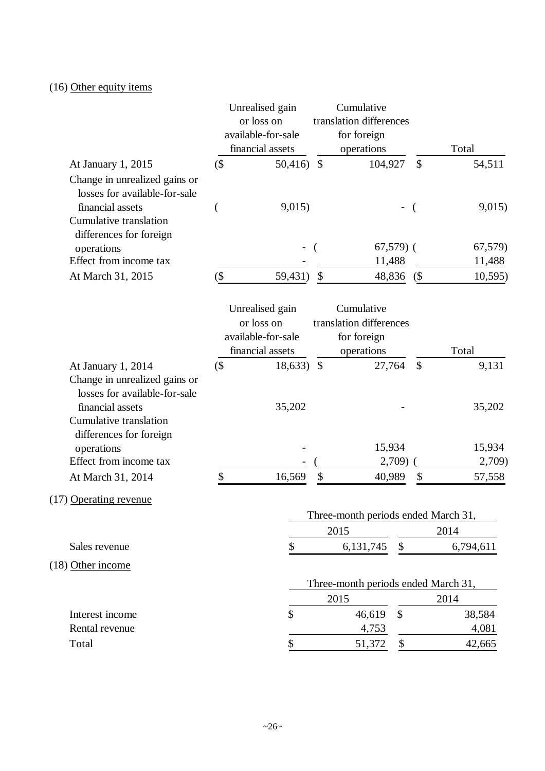(16) Other equity items

| | Unrealised gain or loss on available-for-sale financial assets | Cumulative translation differences for foreign operations | Total |
|---|---|---|---|
| At January 1, 2015 | ($ 50,416) | $ 104,927 | $ 54,511 |
| Change in unrealized gains or losses for available-for-sale financial assets | ( 9,015) | - | ( 9,015) |
| Cumulative translation differences for foreign operations | - | ( 67,579) | ( 67,579) |
| Effect from income tax | - | 11,488 | 11,488 |
| At March 31, 2015 | ($ 59,431) | $ 48,836 | ($ 10,595) |

| | Unrealised gain or loss on available-for-sale financial assets | Cumulative translation differences for foreign operations | Total |
|---|---|---|---|
| At January 1, 2014 | ($ 18,633) | $ 27,764 | $ 9,131 |
| Change in unrealized gains or losses for available-for-sale financial assets | 35,202 | - | 35,202 |
| Cumulative translation differences for foreign operations | - | 15,934 | 15,934 |
| Effect from income tax | - | ( 2,709) | ( 2,709) |
| At March 31, 2014 | $ 16,569 | $ 40,989 | $ 57,558 |

(17) Operating revenue

| | Three-month periods ended March 31, | |
|---|---|---|
| | 2015 | 2014 |
| Sales revenue | $ 6,131,745 | $ 6,794,611 |

(18) Other income

| | Three-month periods ended March 31, | |
|---|---|---|
| | 2015 | 2014 |
| Interest income | $ 46,619 | $ 38,584 |
| Rental revenue | 4,753 | 4,081 |
| Total | $ 51,372 | $ 42,665 |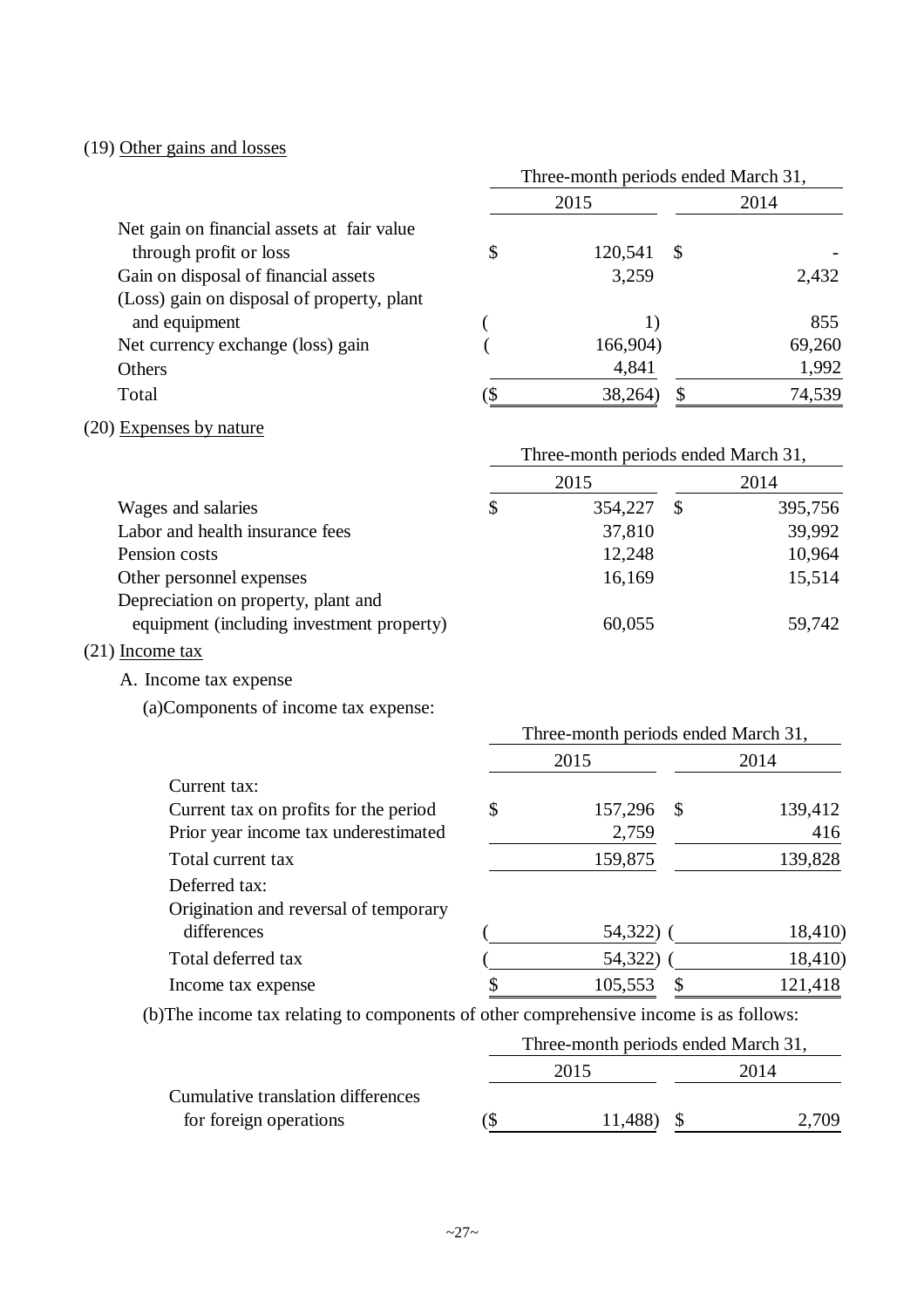(19) Other gains and losses

| | Three-month periods ended March 31, | |
|---|---|---|
| | 2015 | 2014 |
| Net gain on financial assets at fair value through profit or loss | $ 120,541 | $ - |
| Gain on disposal of financial assets | 3,259 | 2,432 |
| (Loss) gain on disposal of property, plant and equipment | ( 1) | 855 |
| Net currency exchange (loss) gain | ( 166,904) | 69,260 |
| Others | 4,841 | 1,992 |
| Total | ($ 38,264) | $ 74,539 |

(20) Expenses by nature

| | Three-month periods ended March 31, | |
|---|---|---|
| | 2015 | 2014 |
| Wages and salaries | $ 354,227 | $ 395,756 |
| Labor and health insurance fees | 37,810 | 39,992 |
| Pension costs | 12,248 | 10,964 |
| Other personnel expenses | 16,169 | 15,514 |
| Depreciation on property, plant and equipment (including investment property) | 60,055 | 59,742 |

(21) Income tax

A. Income tax expense

(a)Components of income tax expense:

| | Three-month periods ended March 31, | |
|---|---|---|
| | 2015 | 2014 |
| Current tax: | | |
| Current tax on profits for the period | $ 157,296 | $ 139,412 |
| Prior year income tax underestimated | 2,759 | 416 |
| Total current tax | 159,875 | 139,828 |
| Deferred tax: | | |
| Origination and reversal of temporary differences | ( 54,322) | ( 18,410) |
| Total deferred tax | ( 54,322) | ( 18,410) |
| Income tax expense | $ 105,553 | $ 121,418 |

(b)The income tax relating to components of other comprehensive income is as follows:

| | Three-month periods ended March 31, | |
|---|---|---|
| | 2015 | 2014 |
| Cumulative translation differences for foreign operations | ($ 11,488) | $ 2,709 |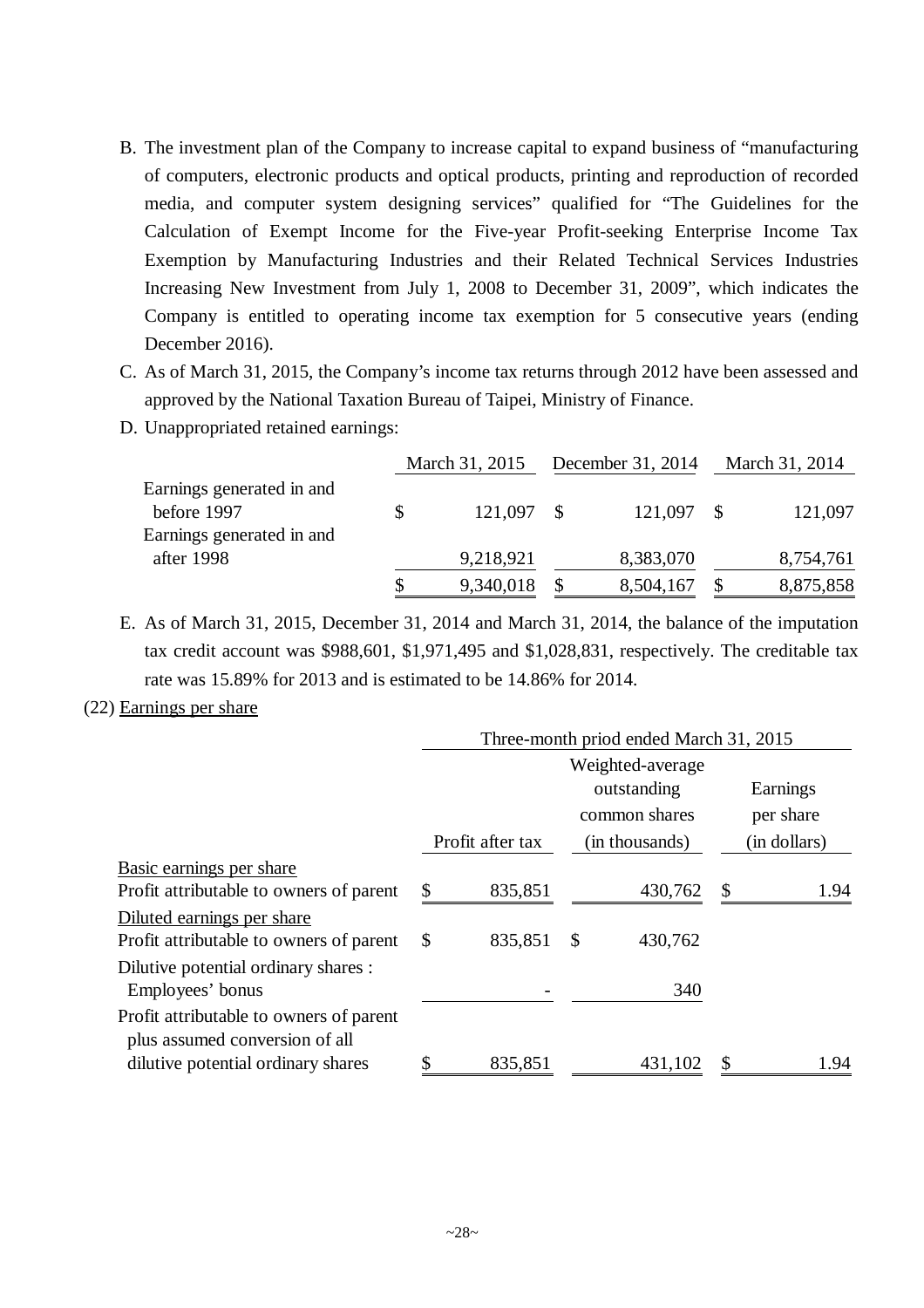B. The investment plan of the Company to increase capital to expand business of "manufacturing of computers, electronic products and optical products, printing and reproduction of recorded media, and computer system designing services" qualified for "The Guidelines for the Calculation of Exempt Income for the Five-year Profit-seeking Enterprise Income Tax Exemption by Manufacturing Industries and their Related Technical Services Industries Increasing New Investment from July 1, 2008 to December 31, 2009", which indicates the Company is entitled to operating income tax exemption for 5 consecutive years (ending December 2016).

C. As of March 31, 2015, the Company's income tax returns through 2012 have been assessed and approved by the National Taxation Bureau of Taipei, Ministry of Finance.

D. Unappropriated retained earnings:

| | March 31, 2015 | December 31, 2014 | March 31, 2014 |
|---|---|---|---|
| Earnings generated in and before 1997 | $ 121,097 | $ 121,097 | $ 121,097 |
| Earnings generated in and after 1998 | 9,218,921 | 8,383,070 | 8,754,761 |
| | $ 9,340,018 | $ 8,504,167 | $ 8,875,858 |

E. As of March 31, 2015, December 31, 2014 and March 31, 2014, the balance of the imputation tax credit account was $988,601, $1,971,495 and $1,028,831, respectively. The creditable tax rate was 15.89% for 2013 and is estimated to be 14.86% for 2014.

(22) Earnings per share

| | Three-month priod ended March 31, 2015 | | |
|---|---|---|---|
| | Profit after tax | Weighted-average outstanding common shares (in thousands) | Earnings per share (in dollars) |
| Basic earnings per share | | | |
| Profit attributable to owners of parent | $ 835,851 | 430,762 | $ 1.94 |
| Diluted earnings per share | | | |
| Profit attributable to owners of parent | $ 835,851 | $ 430,762 | |
| Dilutive potential ordinary shares : | | | |
| Employees' bonus | - | 340 | |
| Profit attributable to owners of parent plus assumed conversion of all dilutive potential ordinary shares | $ 835,851 | 431,102 | $ 1.94 |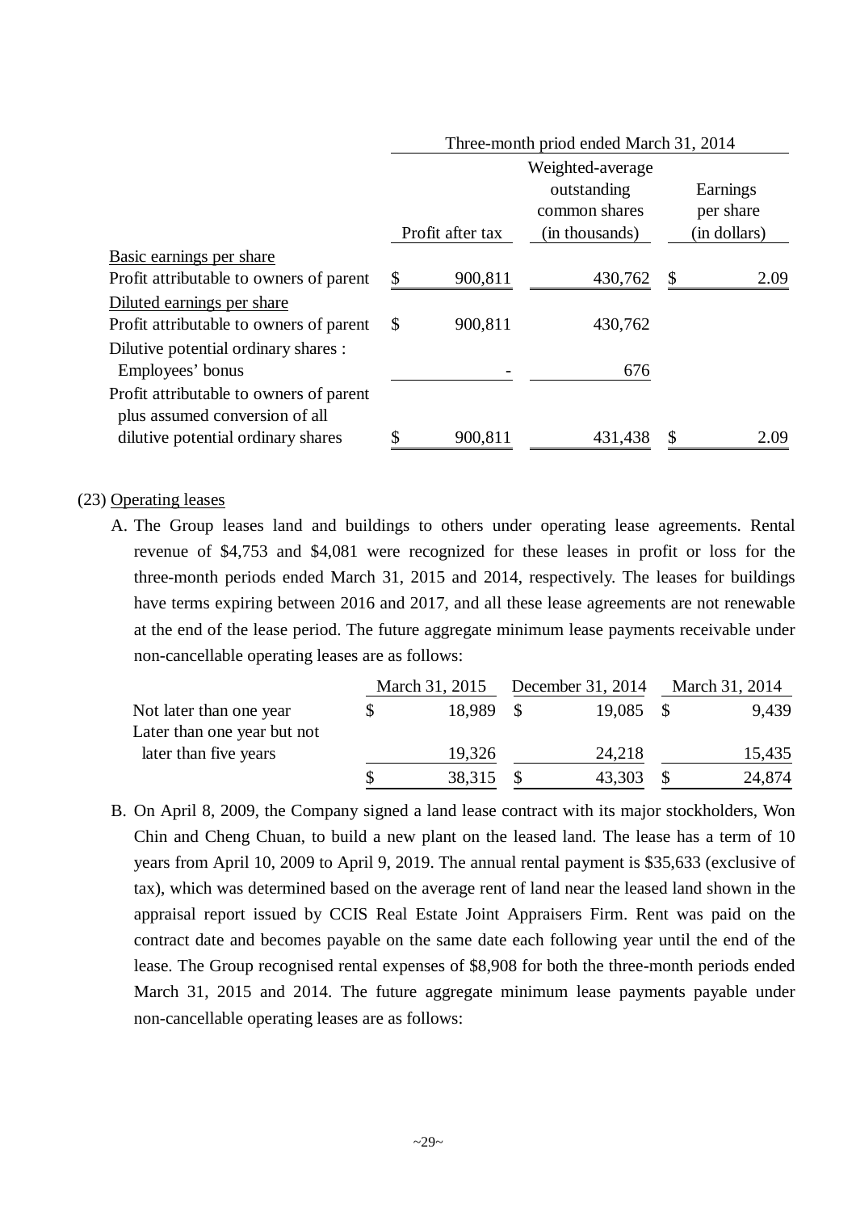| | Three-month priod ended March 31, 2014 | | | | |
|---|---|---|---|---|---|
| | Profit after tax | | Weighted-average outstanding common shares (in thousands) | Earnings per share (in dollars) | |
| Basic earnings per share | | | | | |
| Profit attributable to owners of parent | $ | 900,811 | 430,762 | $ | 2.09 |
| Diluted earnings per share | | | | | |
| Profit attributable to owners of parent | $ | 900,811 | 430,762 | | |
| Dilutive potential ordinary shares : | | | | | |
| Employees' bonus | | - | 676 | | |
| Profit attributable to owners of parent plus assumed conversion of all dilutive potential ordinary shares | $ | 900,811 | 431,438 | $ | 2.09 |

(23) Operating leases

A. The Group leases land and buildings to others under operating lease agreements. Rental revenue of $4,753 and $4,081 were recognized for these leases in profit or loss for the three-month periods ended March 31, 2015 and 2014, respectively. The leases for buildings have terms expiring between 2016 and 2017, and all these lease agreements are not renewable at the end of the lease period. The future aggregate minimum lease payments receivable under non-cancellable operating leases are as follows:

| | March 31, 2015 | | December 31, 2014 | | March 31, 2014 | |
|---|---|---|---|---|---|---|
| Not later than one year | $ | 18,989 | $ | 19,085 | $ | 9,439 |
| Later than one year but not later than five years | | 19,326 | | 24,218 | | 15,435 |
| | $ | 38,315 | $ | 43,303 | $ | 24,874 |

B. On April 8, 2009, the Company signed a land lease contract with its major stockholders, Won Chin and Cheng Chuan, to build a new plant on the leased land. The lease has a term of 10 years from April 10, 2009 to April 9, 2019. The annual rental payment is $35,633 (exclusive of tax), which was determined based on the average rent of land near the leased land shown in the appraisal report issued by CCIS Real Estate Joint Appraisers Firm. Rent was paid on the contract date and becomes payable on the same date each following year until the end of the lease. The Group recognised rental expenses of $8,908 for both the three-month periods ended March 31, 2015 and 2014. The future aggregate minimum lease payments payable under non-cancellable operating leases are as follows: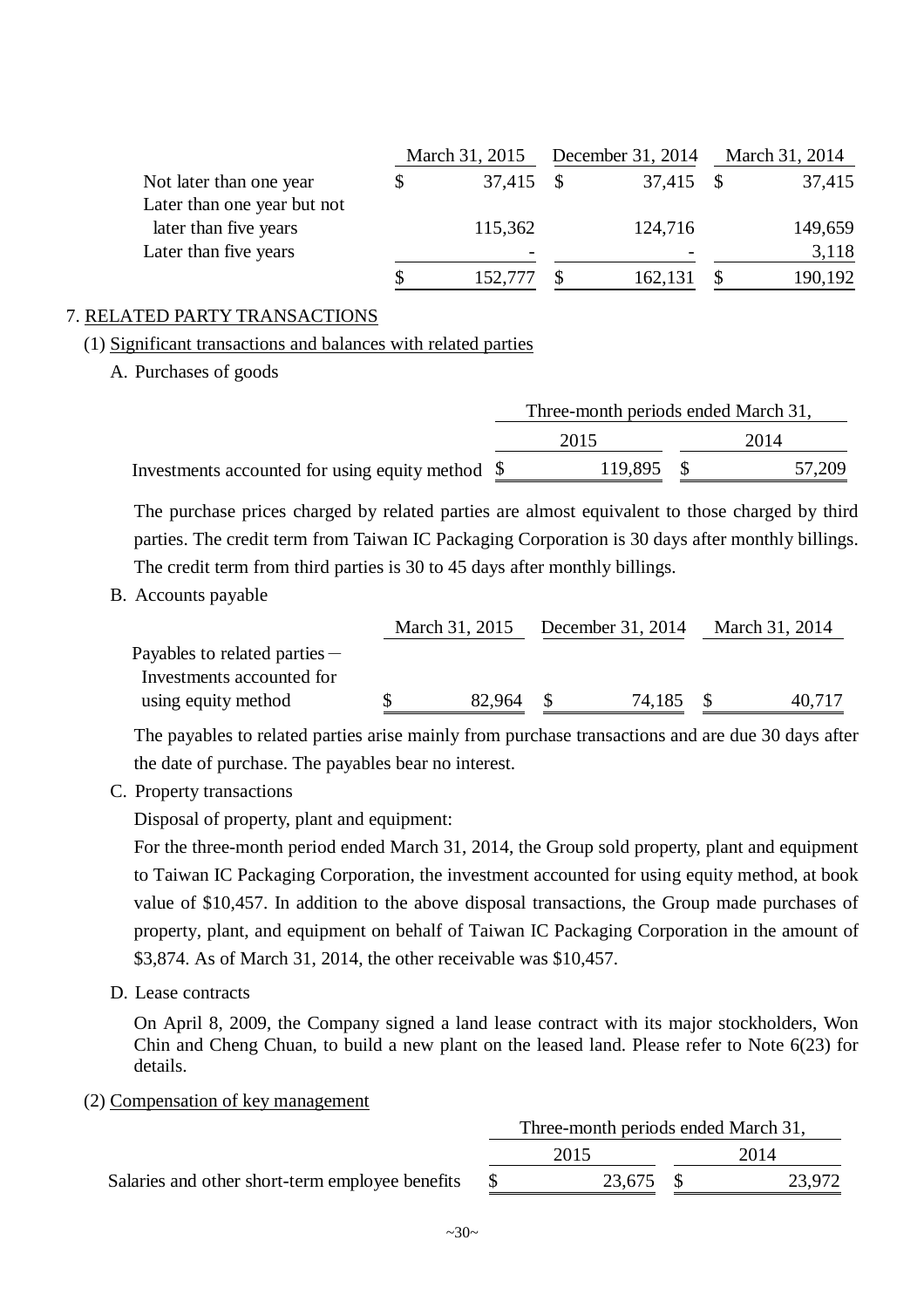| | March 31, 2015 | December 31, 2014 | March 31, 2014 |
|---|---|---|---|
| Not later than one year | $ 37,415 | $ 37,415 | $ 37,415 |
| Later than one year but not later than five years | 115,362 | 124,716 | 149,659 |
| Later than five years | - | - | 3,118 |
| | $ 152,777 | $ 162,131 | $ 190,192 |

7. RELATED PARTY TRANSACTIONS

(1) Significant transactions and balances with related parties

A. Purchases of goods

| | Three-month periods ended March 31, | |
|---|---|---|
| | 2015 | 2014 |
| Investments accounted for using equity method | $ 119,895 | $ 57,209 |

The purchase prices charged by related parties are almost equivalent to those charged by third parties. The credit term from Taiwan IC Packaging Corporation is 30 days after monthly billings. The credit term from third parties is 30 to 45 days after monthly billings.

B. Accounts payable

| | March 31, 2015 | December 31, 2014 | March 31, 2014 |
|---|---|---|---|
| Payables to related parties－Investments accounted for using equity method | $ 82,964 | $ 74,185 | $ 40,717 |

The payables to related parties arise mainly from purchase transactions and are due 30 days after the date of purchase. The payables bear no interest.

C. Property transactions

Disposal of property, plant and equipment:

For the three-month period ended March 31, 2014, the Group sold property, plant and equipment to Taiwan IC Packaging Corporation, the investment accounted for using equity method, at book value of $10,457. In addition to the above disposal transactions, the Group made purchases of property, plant, and equipment on behalf of Taiwan IC Packaging Corporation in the amount of $3,874. As of March 31, 2014, the other receivable was $10,457.

D. Lease contracts

On April 8, 2009, the Company signed a land lease contract with its major stockholders, Won Chin and Cheng Chuan, to build a new plant on the leased land. Please refer to Note 6(23) for details.

(2) Compensation of key management

| | Three-month periods ended March 31, | |
|---|---|---|
| | 2015 | 2014 |
| Salaries and other short-term employee benefits | $ 23,675 | $ 23,972 |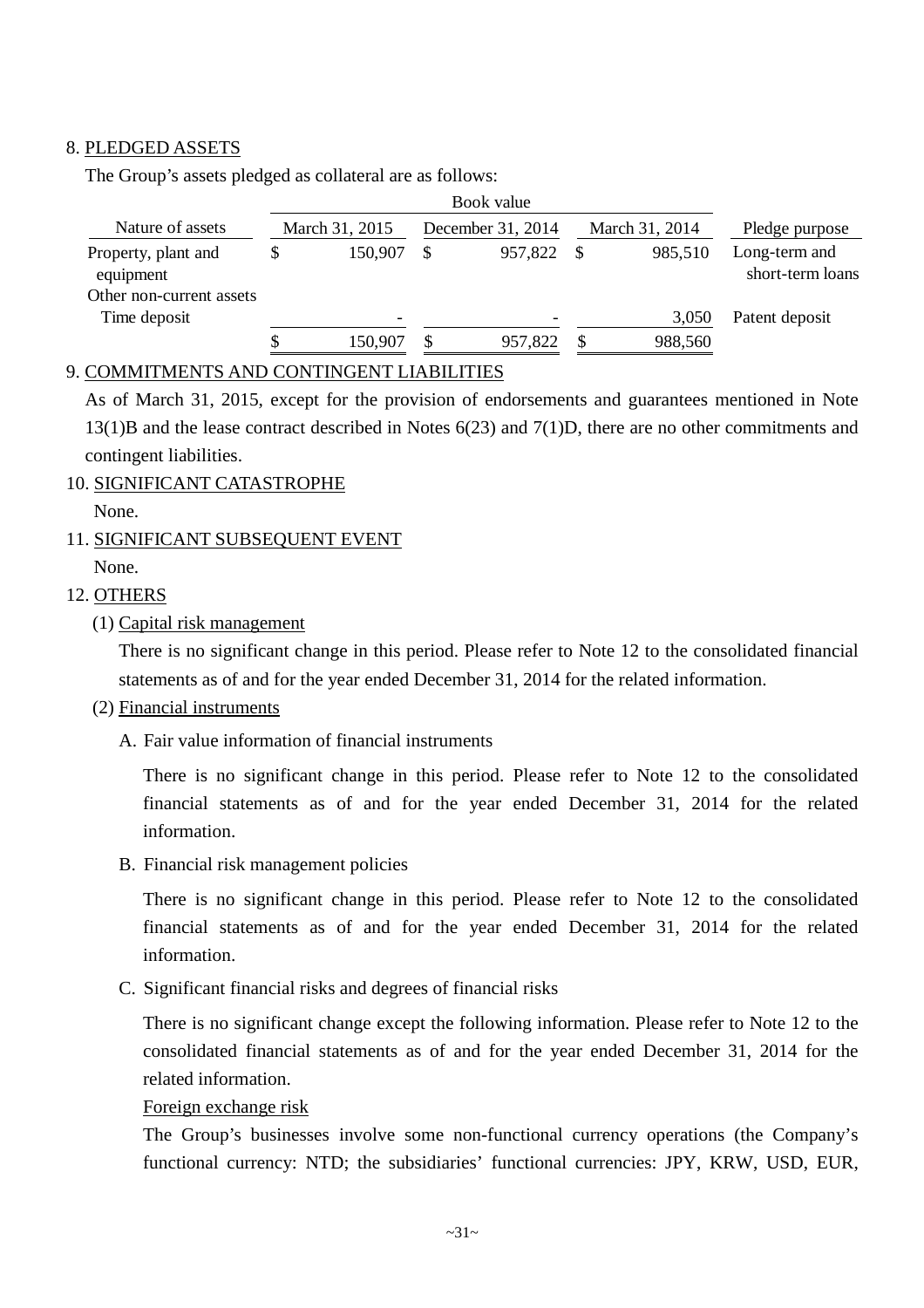8. PLEDGED ASSETS

The Group's assets pledged as collateral are as follows:

| Nature of assets | Book value March 31, 2015 | Book value December 31, 2014 | Book value March 31, 2014 | Pledge purpose |
|---|---|---|---|---|
| Property, plant and equipment | $ 150,907 | $ 957,822 | $ 985,510 | Long-term and short-term loans |
| Other non-current assets | | | | |
| Time deposit | - | - | 3,050 | Patent deposit |
| | $ 150,907 | $ 957,822 | $ 988,560 | |

9. COMMITMENTS AND CONTINGENT LIABILITIES

As of March 31, 2015, except for the provision of endorsements and guarantees mentioned in Note 13(1)B and the lease contract described in Notes 6(23) and 7(1)D, there are no other commitments and contingent liabilities.

10. SIGNIFICANT CATASTROPHE

None.

11. SIGNIFICANT SUBSEQUENT EVENT

None.

12. OTHERS

(1) Capital risk management

There is no significant change in this period. Please refer to Note 12 to the consolidated financial statements as of and for the year ended December 31, 2014 for the related information.

(2) Financial instruments

A. Fair value information of financial instruments

There is no significant change in this period. Please refer to Note 12 to the consolidated financial statements as of and for the year ended December 31, 2014 for the related information.

B. Financial risk management policies

There is no significant change in this period. Please refer to Note 12 to the consolidated financial statements as of and for the year ended December 31, 2014 for the related information.

C. Significant financial risks and degrees of financial risks

There is no significant change except the following information. Please refer to Note 12 to the consolidated financial statements as of and for the year ended December 31, 2014 for the related information.

Foreign exchange risk

The Group's businesses involve some non-functional currency operations (the Company's functional currency: NTD; the subsidiaries' functional currencies: JPY, KRW, USD, EUR,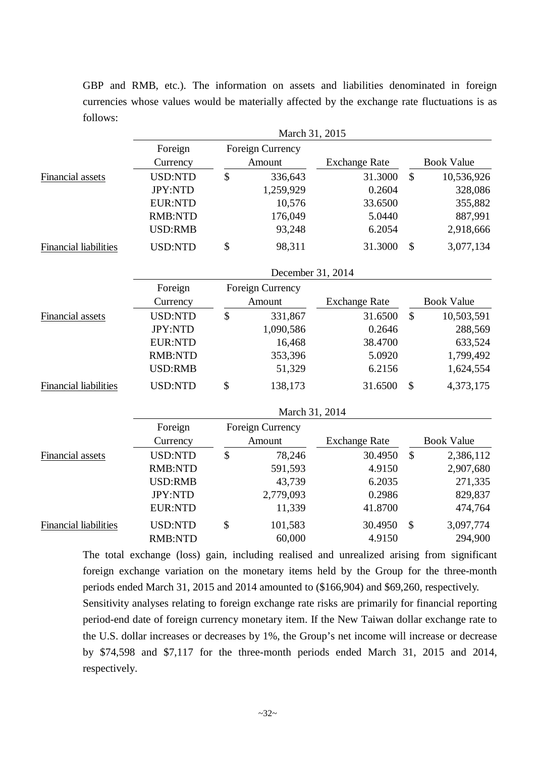GBP and RMB, etc.). The information on assets and liabilities denominated in foreign currencies whose values would be materially affected by the exchange rate fluctuations is as follows:

| | March 31, 2015 | | | |
|---|---|---|---|---|
| | Foreign Currency | Foreign Currency Amount | Exchange Rate | Book Value |
| Financial assets | USD:NTD | $ 336,643 | 31.3000 | $ 10,536,926 |
| | JPY:NTD | 1,259,929 | 0.2604 | 328,086 |
| | EUR:NTD | 10,576 | 33.6500 | 355,882 |
| | RMB:NTD | 176,049 | 5.0440 | 887,991 |
| | USD:RMB | 93,248 | 6.2054 | 2,918,666 |
| Financial liabilities | USD:NTD | $ 98,311 | 31.3000 | $ 3,077,134 |

| | December 31, 2014 | | | |
|---|---|---|---|---|
| | Foreign Currency | Foreign Currency Amount | Exchange Rate | Book Value |
| Financial assets | USD:NTD | $ 331,867 | 31.6500 | $ 10,503,591 |
| | JPY:NTD | 1,090,586 | 0.2646 | 288,569 |
| | EUR:NTD | 16,468 | 38.4700 | 633,524 |
| | RMB:NTD | 353,396 | 5.0920 | 1,799,492 |
| | USD:RMB | 51,329 | 6.2156 | 1,624,554 |
| Financial liabilities | USD:NTD | $ 138,173 | 31.6500 | $ 4,373,175 |

| | March 31, 2014 | | | |
|---|---|---|---|---|
| | Foreign Currency | Foreign Currency Amount | Exchange Rate | Book Value |
| Financial assets | USD:NTD | $ 78,246 | 30.4950 | $ 2,386,112 |
| | RMB:NTD | 591,593 | 4.9150 | 2,907,680 |
| | USD:RMB | 43,739 | 6.2035 | 271,335 |
| | JPY:NTD | 2,779,093 | 0.2986 | 829,837 |
| | EUR:NTD | 11,339 | 41.8700 | 474,764 |
| Financial liabilities | USD:NTD | $ 101,583 | 30.4950 | $ 3,097,774 |
| | RMB:NTD | 60,000 | 4.9150 | 294,900 |

The total exchange (loss) gain, including realised and unrealized arising from significant foreign exchange variation on the monetary items held by the Group for the three-month periods ended March 31, 2015 and 2014 amounted to ($166,904) and $69,260, respectively.

Sensitivity analyses relating to foreign exchange rate risks are primarily for financial reporting period-end date of foreign currency monetary item. If the New Taiwan dollar exchange rate to the U.S. dollar increases or decreases by 1%, the Group's net income will increase or decrease by $74,598 and $7,117 for the three-month periods ended March 31, 2015 and 2014, respectively.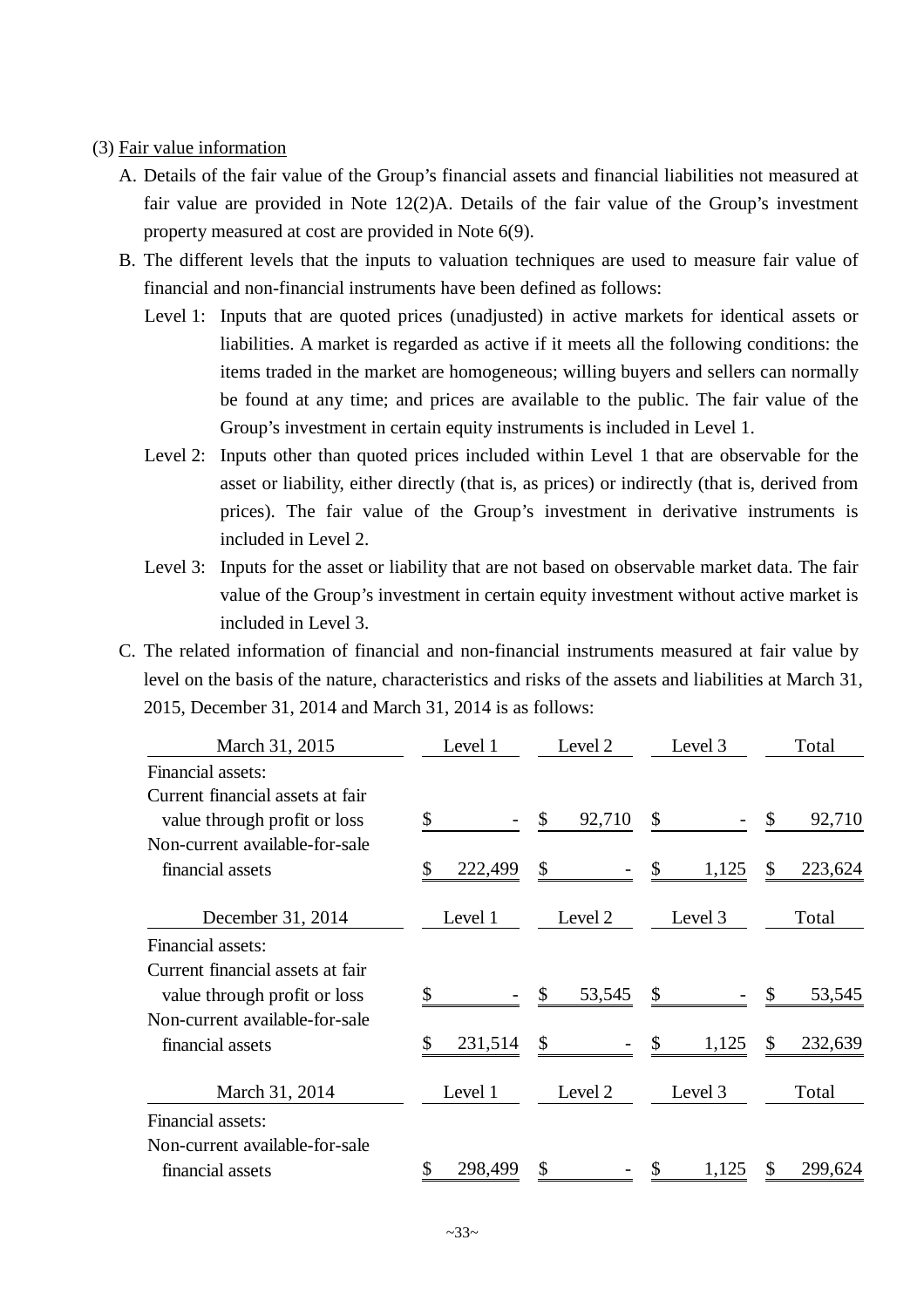(3) Fair value information

A. Details of the fair value of the Group's financial assets and financial liabilities not measured at fair value are provided in Note 12(2)A. Details of the fair value of the Group's investment property measured at cost are provided in Note 6(9).

B. The different levels that the inputs to valuation techniques are used to measure fair value of financial and non-financial instruments have been defined as follows:

Level 1: Inputs that are quoted prices (unadjusted) in active markets for identical assets or liabilities. A market is regarded as active if it meets all the following conditions: the items traded in the market are homogeneous; willing buyers and sellers can normally be found at any time; and prices are available to the public. The fair value of the Group's investment in certain equity instruments is included in Level 1.

Level 2: Inputs other than quoted prices included within Level 1 that are observable for the asset or liability, either directly (that is, as prices) or indirectly (that is, derived from prices). The fair value of the Group's investment in derivative instruments is included in Level 2.

Level 3: Inputs for the asset or liability that are not based on observable market data. The fair value of the Group's investment in certain equity investment without active market is included in Level 3.

C. The related information of financial and non-financial instruments measured at fair value by level on the basis of the nature, characteristics and risks of the assets and liabilities at March 31, 2015, December 31, 2014 and March 31, 2014 is as follows:

| March 31, 2015 | Level 1 | Level 2 | Level 3 | Total |
|---|---|---|---|---|
| Financial assets: | | | | |
| Current financial assets at fair value through profit or loss | $ - | $ 92,710 | $ - | $ 92,710 |
| Non-current available-for-sale financial assets | $ 222,499 | $ - | $ 1,125 | $ 223,624 |

| December 31, 2014 | Level 1 | Level 2 | Level 3 | Total |
|---|---|---|---|---|
| Financial assets: | | | | |
| Current financial assets at fair value through profit or loss | $ - | $ 53,545 | $ - | $ 53,545 |
| Non-current available-for-sale financial assets | $ 231,514 | $ - | $ 1,125 | $ 232,639 |

| March 31, 2014 | Level 1 | Level 2 | Level 3 | Total |
|---|---|---|---|---|
| Financial assets: | | | | |
| Non-current available-for-sale financial assets | $ 298,499 | $ - | $ 1,125 | $ 299,624 |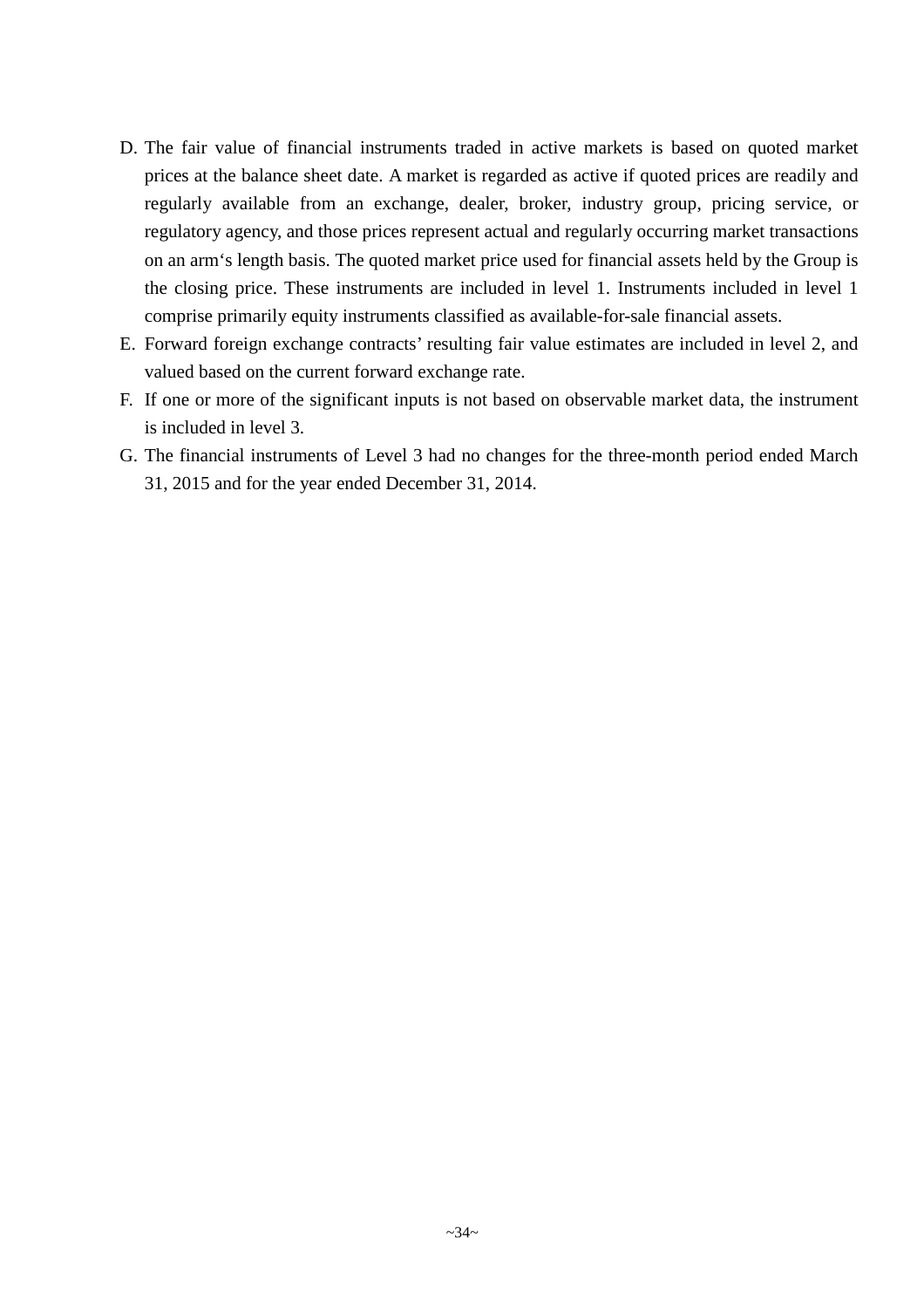D. The fair value of financial instruments traded in active markets is based on quoted market prices at the balance sheet date. A market is regarded as active if quoted prices are readily and regularly available from an exchange, dealer, broker, industry group, pricing service, or regulatory agency, and those prices represent actual and regularly occurring market transactions on an arm‘s length basis. The quoted market price used for financial assets held by the Group is the closing price. These instruments are included in level 1. Instruments included in level 1 comprise primarily equity instruments classified as available-for-sale financial assets.
E. Forward foreign exchange contracts' resulting fair value estimates are included in level 2, and valued based on the current forward exchange rate.
F. If one or more of the significant inputs is not based on observable market data, the instrument is included in level 3.
G. The financial instruments of Level 3 had no changes for the three-month period ended March 31, 2015 and for the year ended December 31, 2014.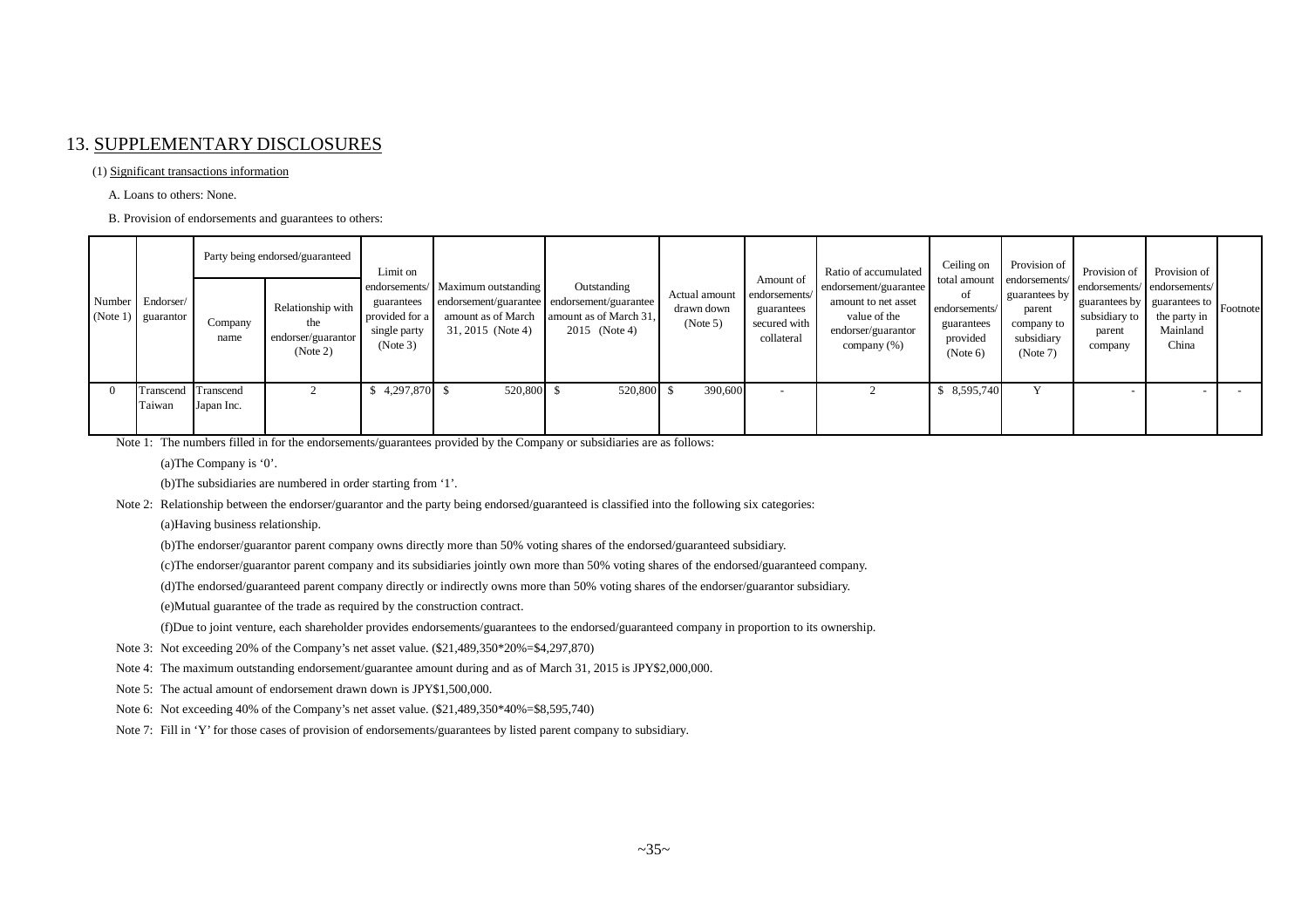## 13. SUPPLEMENTARY DISCLOSURES

(1) Significant transactions information

A. Loans to others: None.

B. Provision of endorsements and guarantees to others:

| Number (Note 1) | Endorser/ guarantor | Party being endorsed/guaranteed | | Limit on endorsements/ guarantees provided for a single party (Note 3) | Maximum outstanding endorsement/guarantee amount as of March 31, 2015 (Note 4) | Outstanding endorsement/guarantee amount as of March 31, 2015 (Note 4) | Actual amount drawn down (Note 5) | Amount of endorsements/ guarantees secured with collateral | Ratio of accumulated endorsement/guarantee amount to net asset value of the endorser/guarantor company (%) | Ceiling on total amount of endorsements/ guarantees provided (Note 6) | Provision of endorsements/ guarantees by parent company to subsidiary (Note 7) | Provision of endorsements/ guarantees by subsidiary to parent company | Provision of endorsements/ guarantees to the party in Mainland China | Footnote |
|---|---|---|---|---|---|---|---|---|---|---|---|---|---|---|
| | | Company name | Relationship with the endorser/guarantor (Note 2) | | | | | | | | | | | |
| 0 | Transcend Taiwan | Transcend Japan Inc. | 2 | $ 4,297,870 | $ 520,800 | $ 520,800 | $ 390,600 | - | 2 | $ 8,595,740 | Y | - | - | - |

Note 1: The numbers filled in for the endorsements/guarantees provided by the Company or subsidiaries are as follows:

(a)The Company is '0'.

(b)The subsidiaries are numbered in order starting from '1'.

Note 2: Relationship between the endorser/guarantor and the party being endorsed/guaranteed is classified into the following six categories:

(a)Having business relationship.

(b)The endorser/guarantor parent company owns directly more than 50% voting shares of the endorsed/guaranteed subsidiary.

(c)The endorser/guarantor parent company and its subsidiaries jointly own more than 50% voting shares of the endorsed/guaranteed company.

(d)The endorsed/guaranteed parent company directly or indirectly owns more than 50% voting shares of the endorser/guarantor subsidiary.

(e)Mutual guarantee of the trade as required by the construction contract.

(f)Due to joint venture, each shareholder provides endorsements/guarantees to the endorsed/guaranteed company in proportion to its ownership.

Note 3: Not exceeding 20% of the Company's net asset value. ($21,489,350*20%=$4,297,870)

Note 4: The maximum outstanding endorsement/guarantee amount during and as of March 31, 2015 is JPY$2,000,000.

Note 5: The actual amount of endorsement drawn down is JPY$1,500,000.

Note 6: Not exceeding 40% of the Company's net asset value. ($21,489,350*40%=$8,595,740)

Note 7: Fill in 'Y' for those cases of provision of endorsements/guarantees by listed parent company to subsidiary.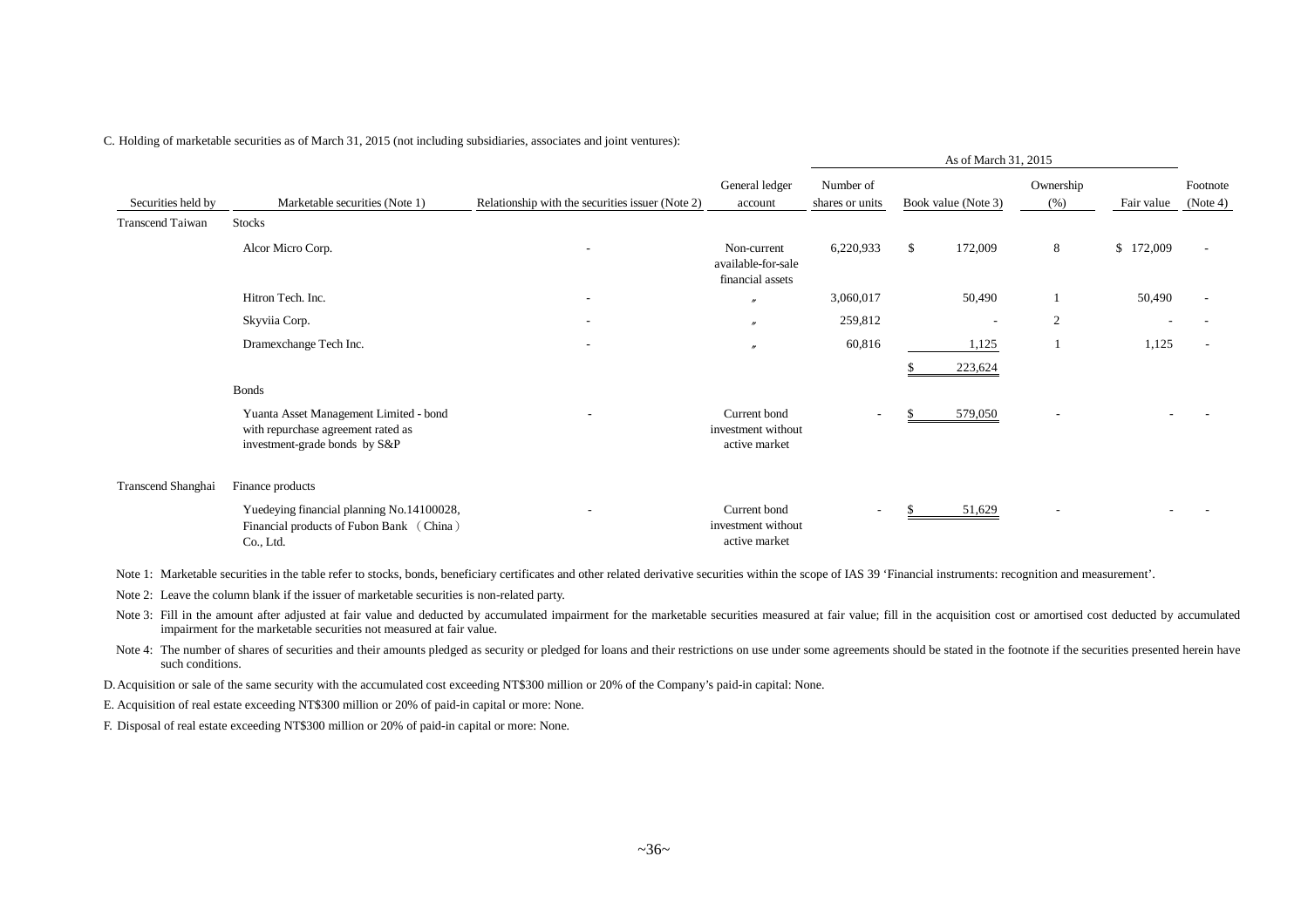C. Holding of marketable securities as of March 31, 2015 (not including subsidiaries, associates and joint ventures):

| Securities held by | Marketable securities (Note 1) | Relationship with the securities issuer (Note 2) | General ledger account | As of March 31, 2015 | | | | Footnote (Note 4) |
|---|---|---|---|---|---|---|---|---|
| | | | | Number of shares or units | Book value (Note 3) | Ownership (%) | Fair value | |
| Transcend Taiwan | Stocks | | | | | | | |
| | Alcor Micro Corp. | - | Non-current available-for-sale financial assets | 6,220,933 | $ 172,009 | 8 | $ 172,009 | - |
| | Hitron Tech. Inc. | - | 〃 | 3,060,017 | 50,490 | 1 | 50,490 | - |
| | Skyviia Corp. | - | 〃 | 259,812 | - | 2 | - | - |
| | Dramexchange Tech Inc. | - | 〃 | 60,816 | 1,125 | 1 | 1,125 | - |
| | | | | | $ 223,624 | | | |
| | Bonds | | | | | | | |
| | Yuanta Asset Management Limited - bond with repurchase agreement rated as investment-grade bonds by S&P | - | Current bond investment without active market | - | $ 579,050 | - | - | - |
| Transcend Shanghai | Finance products | | | | | | | |
| | Yuedeying financial planning No.14100028, Financial products of Fubon Bank （China）Co., Ltd. | - | Current bond investment without active market | - | $ 51,629 | - | - | - |

Note 1: Marketable securities in the table refer to stocks, bonds, beneficiary certificates and other related derivative securities within the scope of IAS 39 'Financial instruments: recognition and measurement'.

Note 2: Leave the column blank if the issuer of marketable securities is non-related party.

Note 3: Fill in the amount after adjusted at fair value and deducted by accumulated impairment for the marketable securities measured at fair value; fill in the acquisition cost or amortised cost deducted by accumulated impairment for the marketable securities not measured at fair value.

Note 4: The number of shares of securities and their amounts pledged as security or pledged for loans and their restrictions on use under some agreements should be stated in the footnote if the securities presented herein have such conditions.

D. Acquisition or sale of the same security with the accumulated cost exceeding NT$300 million or 20% of the Company's paid-in capital: None.

E. Acquisition of real estate exceeding NT$300 million or 20% of paid-in capital or more: None.

F. Disposal of real estate exceeding NT$300 million or 20% of paid-in capital or more: None.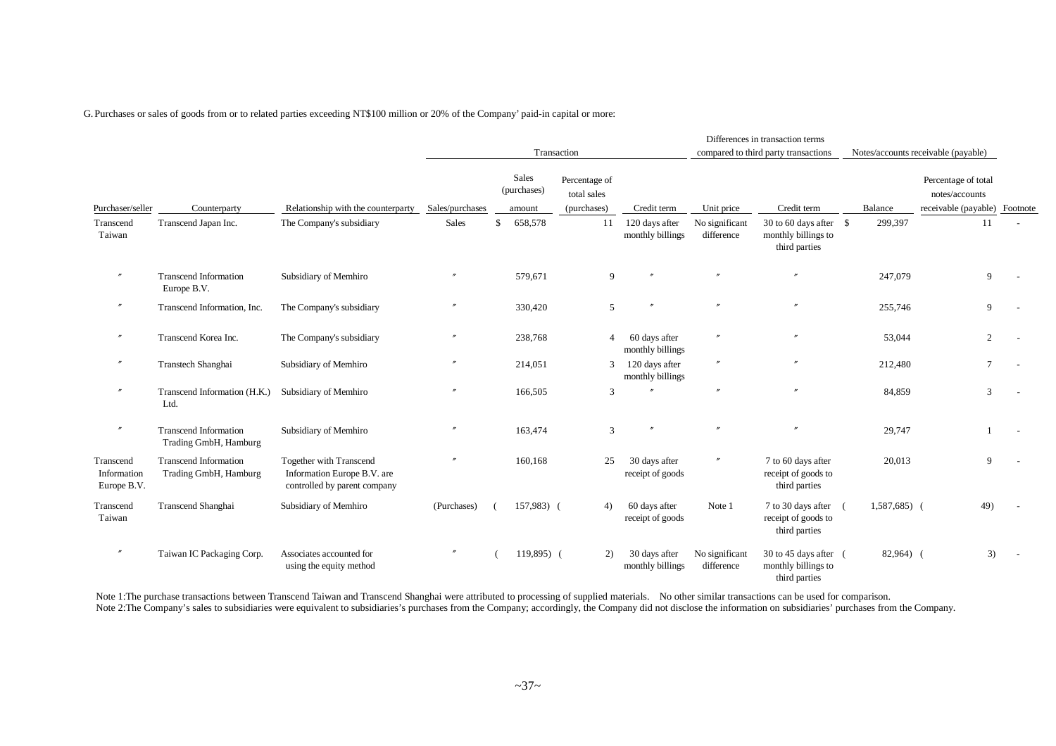G. Purchases or sales of goods from or to related parties exceeding NT$100 million or 20% of the Company' paid-in capital or more:

| | | | Transaction | | | | Differences in transaction terms compared to third party transactions | | Notes/accounts receivable (payable) | | |
|---|---|---|---|---|---|---|---|---|---|---|---|
| Purchaser/seller | Counterparty | Relationship with the counterparty | Sales/purchases | Sales (purchases) amount | Percentage of total sales (purchases) | Credit term | Unit price | Credit term | Balance | Percentage of total notes/accounts receivable (payable) | Footnote |
| Transcend Taiwan | Transcend Japan Inc. | The Company's subsidiary | Sales | $ 658,578 | 11 | 120 days after monthly billings | No significant difference | 30 to 60 days after monthly billings to third parties | $ 299,397 | 11 | - |
| 〃 | Transcend Information Europe B.V. | Subsidiary of Memhiro | 〃 | 579,671 | 9 | 〃 | 〃 | 〃 | 247,079 | 9 | - |
| 〃 | Transcend Information, Inc. | The Company's subsidiary | 〃 | 330,420 | 5 | 〃 | 〃 | 〃 | 255,746 | 9 | - |
| 〃 | Transcend Korea Inc. | The Company's subsidiary | 〃 | 238,768 | 4 | 60 days after monthly billings | 〃 | 〃 | 53,044 | 2 | - |
| 〃 | Transtech Shanghai | Subsidiary of Memhiro | 〃 | 214,051 | 3 | 120 days after monthly billings | 〃 | 〃 | 212,480 | 7 | - |
| 〃 | Transcend Information (H.K.) Ltd. | Subsidiary of Memhiro | 〃 | 166,505 | 3 | 〃 | 〃 | 〃 | 84,859 | 3 | - |
| 〃 | Transcend Information Trading GmbH, Hamburg | Subsidiary of Memhiro | 〃 | 163,474 | 3 | 〃 | 〃 | 〃 | 29,747 | 1 | - |
| Transcend Information Europe B.V. | Transcend Information Trading GmbH, Hamburg | Together with Transcend Information Europe B.V. are controlled by parent company | 〃 | 160,168 | 25 | 30 days after receipt of goods | 〃 | 7 to 60 days after receipt of goods to third parties | 20,013 | 9 | - |
| Transcend Taiwan | Transcend Shanghai | Subsidiary of Memhiro | (Purchases) | ( 157,983) | ( 4) | 60 days after receipt of goods | Note 1 | 7 to 30 days after receipt of goods to third parties | ( 1,587,685) | ( 49) | - |
| 〃 | Taiwan IC Packaging Corp. | Associates accounted for using the equity method | 〃 | ( 119,895) | ( 2) | 30 days after monthly billings | No significant difference | 30 to 45 days after monthly billings to third parties | ( 82,964) | ( 3) | - |

Note 1:The purchase transactions between Transcend Taiwan and Transcend Shanghai were attributed to processing of supplied materials. No other similar transactions can be used for comparison.

Note 2:The Company's sales to subsidiaries were equivalent to subsidiaries's purchases from the Company; accordingly, the Company did not disclose the information on subsidiaries' purchases from the Company.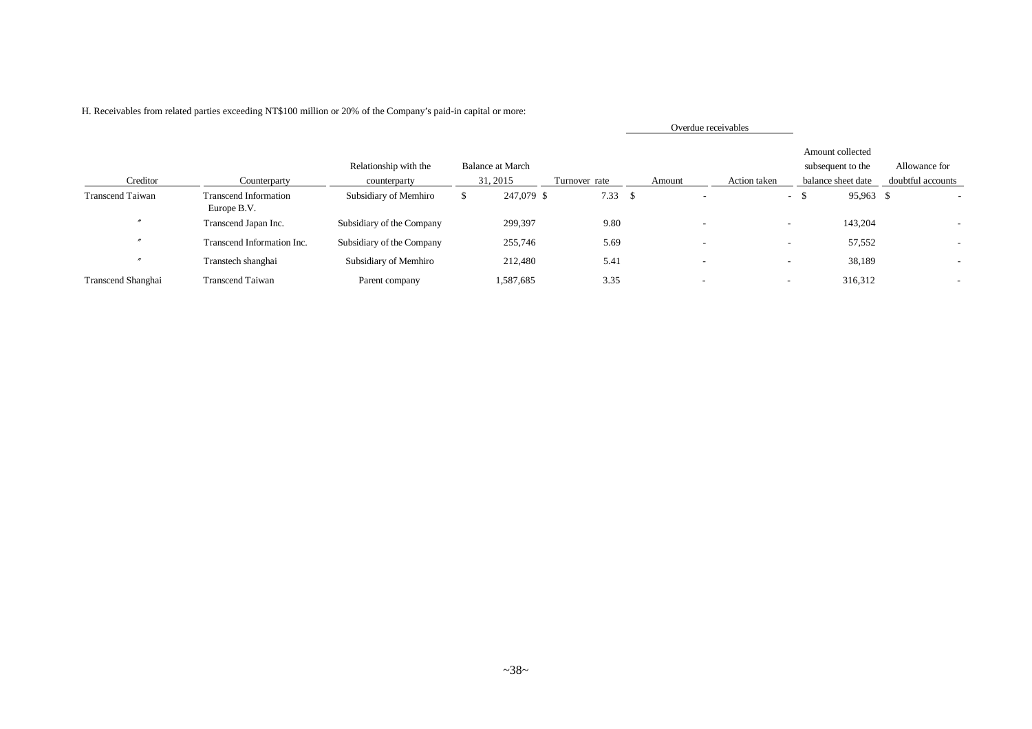H. Receivables from related parties exceeding NT$100 million or 20% of the Company's paid-in capital or more:

| Creditor | Counterparty | Relationship with the counterparty | Balance at March 31, 2015 | Turnover rate | Overdue receivables | | Amount collected subsequent to the balance sheet date | Allowance for doubtful accounts |
|---|---|---|---|---|---|---|---|---|
| | | | | | Amount | Action taken | | |
| Transcend Taiwan | Transcend Information Europe B.V. | Subsidiary of Memhiro | $ 247,079 | $ 7.33 | $ - | - | $ 95,963 | $ - |
| 〃 | Transcend Japan Inc. | Subsidiary of the Company | 299,397 | 9.80 | - | - | 143,204 | - |
| 〃 | Transcend Information Inc. | Subsidiary of the Company | 255,746 | 5.69 | - | - | 57,552 | - |
| 〃 | Transtech shanghai | Subsidiary of Memhiro | 212,480 | 5.41 | - | - | 38,189 | - |
| Transcend Shanghai | Transcend Taiwan | Parent company | 1,587,685 | 3.35 | - | - | 316,312 | - |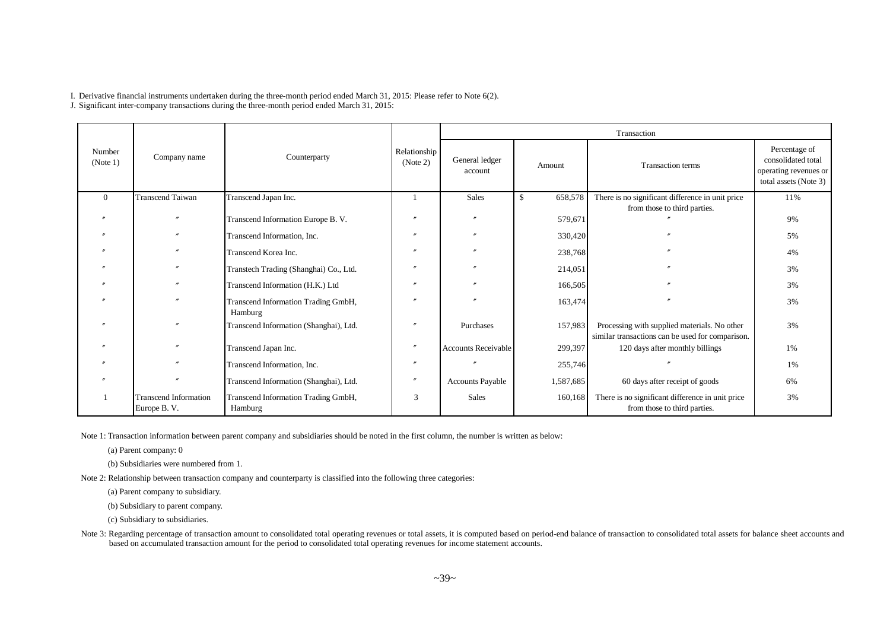I. Derivative financial instruments undertaken during the three-month period ended March 31, 2015: Please refer to Note 6(2).

J. Significant inter-company transactions during the three-month period ended March 31, 2015:

| Number (Note 1) | Company name | Counterparty | Relationship (Note 2) | Transaction | | | |
|---|---|---|---|---|---|---|---|
| | | | | General ledger account | Amount | Transaction terms | Percentage of consolidated total operating revenues or total assets (Note 3) |
| 0 | Transcend Taiwan | Transcend Japan Inc. | 1 | Sales | $ 658,578 | There is no significant difference in unit price from those to third parties. | 11% |
| 〃 | 〃 | Transcend Information Europe B. V. | 〃 | 〃 | 579,671 | 〃 | 9% |
| 〃 | 〃 | Transcend Information, Inc. | 〃 | 〃 | 330,420 | 〃 | 5% |
| 〃 | 〃 | Transcend Korea Inc. | 〃 | 〃 | 238,768 | 〃 | 4% |
| 〃 | 〃 | Transtech Trading (Shanghai) Co., Ltd. | 〃 | 〃 | 214,051 | 〃 | 3% |
| 〃 | 〃 | Transcend Information (H.K.) Ltd | 〃 | 〃 | 166,505 | 〃 | 3% |
| 〃 | 〃 | Transcend Information Trading GmbH, Hamburg | 〃 | 〃 | 163,474 | 〃 | 3% |
| 〃 | 〃 | Transcend Information (Shanghai), Ltd. | 〃 | Purchases | 157,983 | Processing with supplied materials. No other similar transactions can be used for comparison. | 3% |
| 〃 | 〃 | Transcend Japan Inc. | 〃 | Accounts Receivable | 299,397 | 120 days after monthly billings | 1% |
| 〃 | 〃 | Transcend Information, Inc. | 〃 | 〃 | 255,746 | 〃 | 1% |
| 〃 | 〃 | Transcend Information (Shanghai), Ltd. | 〃 | Accounts Payable | 1,587,685 | 60 days after receipt of goods | 6% |
| 1 | Transcend Information Europe B. V. | Transcend Information Trading GmbH, Hamburg | 3 | Sales | 160,168 | There is no significant difference in unit price from those to third parties. | 3% |

Note 1: Transaction information between parent company and subsidiaries should be noted in the first column, the number is written as below:

(a) Parent company: 0

(b) Subsidiaries were numbered from 1.

Note 2: Relationship between transaction company and counterparty is classified into the following three categories:

(a) Parent company to subsidiary.

(b) Subsidiary to parent company.

(c) Subsidiary to subsidiaries.

Note 3: Regarding percentage of transaction amount to consolidated total operating revenues or total assets, it is computed based on period-end balance of transaction to consolidated total assets for balance sheet accounts and based on accumulated transaction amount for the period to consolidated total operating revenues for income statement accounts.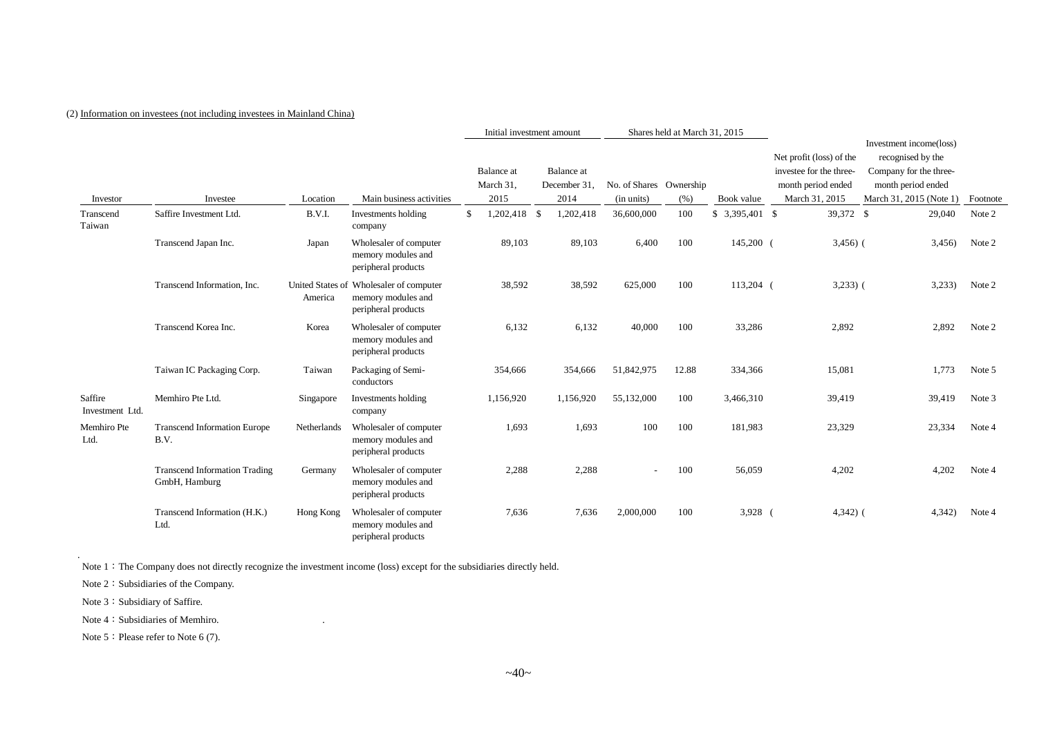(2) Information on investees (not including investees in Mainland China)

| Investor | Investee | Location | Main business activities | Initial investment amount | | Shares held at March 31, 2015 | | | Net profit (loss) of the investee for the three-month period ended March 31, 2015 | Investment income(loss) recognised by the Company for the three-month period ended March 31, 2015 (Note 1) | Footnote |
|---|---|---|---|---|---|---|---|---|---|---|---|
| | | | | Balance at March 31, 2015 | Balance at December 31, 2014 | No. of Shares (in units) | Ownership (%) | Book value | | | |
| Transcend Taiwan | Saffire Investment Ltd. | B.V.I. | Investments holding company | $ 1,202,418 | $ 1,202,418 | 36,600,000 | 100 | $ 3,395,401 | $ 39,372 | $ 29,040 | Note 2 |
| | Transcend Japan Inc. | Japan | Wholesaler of computer memory modules and peripheral products | 89,103 | 89,103 | 6,400 | 100 | 145,200 | ( 3,456) | ( 3,456) | Note 2 |
| | Transcend Information, Inc. | United States of America | Wholesaler of computer memory modules and peripheral products | 38,592 | 38,592 | 625,000 | 100 | 113,204 | ( 3,233) | ( 3,233) | Note 2 |
| | Transcend Korea Inc. | Korea | Wholesaler of computer memory modules and peripheral products | 6,132 | 6,132 | 40,000 | 100 | 33,286 | 2,892 | 2,892 | Note 2 |
| | Taiwan IC Packaging Corp. | Taiwan | Packaging of Semi-conductors | 354,666 | 354,666 | 51,842,975 | 12.88 | 334,366 | 15,081 | 1,773 | Note 5 |
| Saffire Investment Ltd. | Memhiro Pte Ltd. | Singapore | Investments holding company | 1,156,920 | 1,156,920 | 55,132,000 | 100 | 3,466,310 | 39,419 | 39,419 | Note 3 |
| Memhiro Pte Ltd. | Transcend Information Europe B.V. | Netherlands | Wholesaler of computer memory modules and peripheral products | 1,693 | 1,693 | 100 | 100 | 181,983 | 23,329 | 23,334 | Note 4 |
| | Transcend Information Trading GmbH, Hamburg | Germany | Wholesaler of computer memory modules and peripheral products | 2,288 | 2,288 | - | 100 | 56,059 | 4,202 | 4,202 | Note 4 |
| | Transcend Information (H.K.) Ltd. | Hong Kong | Wholesaler of computer memory modules and peripheral products | 7,636 | 7,636 | 2,000,000 | 100 | 3,928 | ( 4,342) | ( 4,342) | Note 4 |

Note 1：The Company does not directly recognize the investment income (loss) except for the subsidiaries directly held.

Note 2：Subsidiaries of the Company.

Note 3：Subsidiary of Saffire.

Note 4：Subsidiaries of Memhiro.

Note 5：Please refer to Note 6 (7).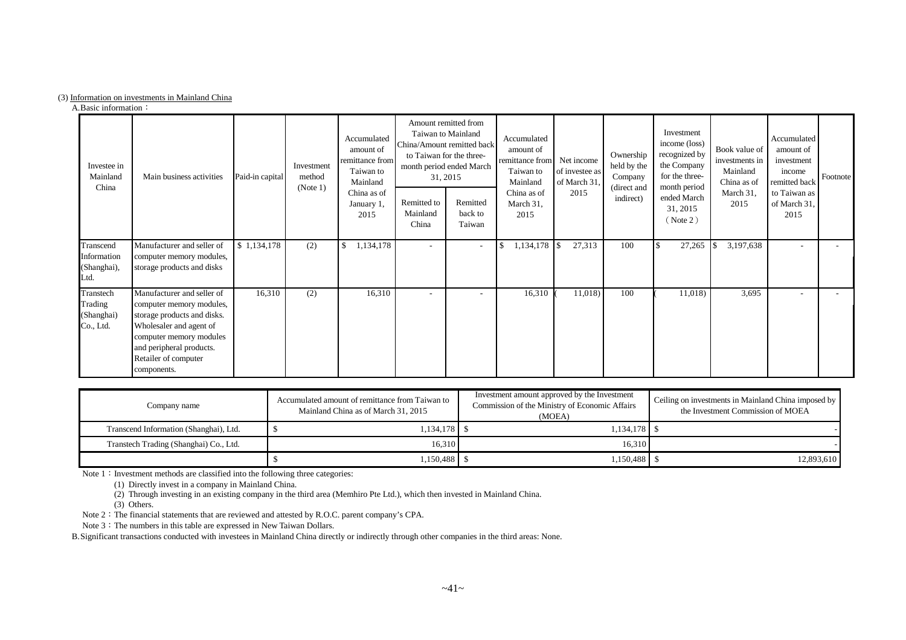(3) Information on investments in Mainland China

A.Basic information：

| Investee in Mainland China | Main business activities | Paid-in capital | Investment method (Note 1) | Accumulated amount of remittance from Taiwan to Mainland China as of January 1, 2015 | Amount remitted from Taiwan to Mainland China/Amount remitted back to Taiwan for the three-month period ended March 31, 2015 | | Accumulated amount of remittance from Taiwan to Mainland China as of March 31, 2015 | Net income of investee as of March 31, 2015 | Ownership held by the Company (direct and indirect) | Investment income (loss) recognized by the Company for the three-month period ended March 31, 2015 (Note 2) | Book value of investments in Mainland China as of March 31, 2015 | Accumulated amount of investment income remitted back to Taiwan as of March 31, 2015 | Footnote |
|---|---|---|---|---|---|---|---|---|---|---|---|---|---|
| | | | | | Remitted to Mainland China | Remitted back to Taiwan | | | | | | | |
| Transcend Information (Shanghai), Ltd. | Manufacturer and seller of computer memory modules, storage products and disks | $ 1,134,178 | (2) | $ 1,134,178 | - | - | $ 1,134,178 | $ 27,313 | 100 | $ 27,265 | $ 3,197,638 | - | - |
| Transtech Trading (Shanghai) Co., Ltd. | Manufacturer and seller of computer memory modules, storage products and disks. Wholesaler and agent of computer memory modules and peripheral products. Retailer of computer components. | 16,310 | (2) | 16,310 | - | - | 16,310 | ( 11,018) | 100 | ( 11,018) | 3,695 | - | - |

| Company name | Accumulated amount of remittance from Taiwan to Mainland China as of March 31, 2015 | Investment amount approved by the Investment Commission of the Ministry of Economic Affairs (MOEA) | Ceiling on investments in Mainland China imposed by the Investment Commission of MOEA |
|---|---|---|---|
| Transcend Information (Shanghai), Ltd. | $ 1,134,178 | $ 1,134,178 | $ - |
| Transtech Trading (Shanghai) Co., Ltd. | 16,310 | 16,310 | - |
| | $ 1,150,488 | $ 1,150,488 | $ 12,893,610 |

Note 1：Investment methods are classified into the following three categories:

(1) Directly invest in a company in Mainland China.

(2) Through investing in an existing company in the third area (Memhiro Pte Ltd.), which then invested in Mainland China.

(3) Others.

Note 2：The financial statements that are reviewed and attested by R.O.C. parent company's CPA.

Note 3：The numbers in this table are expressed in New Taiwan Dollars.

B.Significant transactions conducted with investees in Mainland China directly or indirectly through other companies in the third areas: None.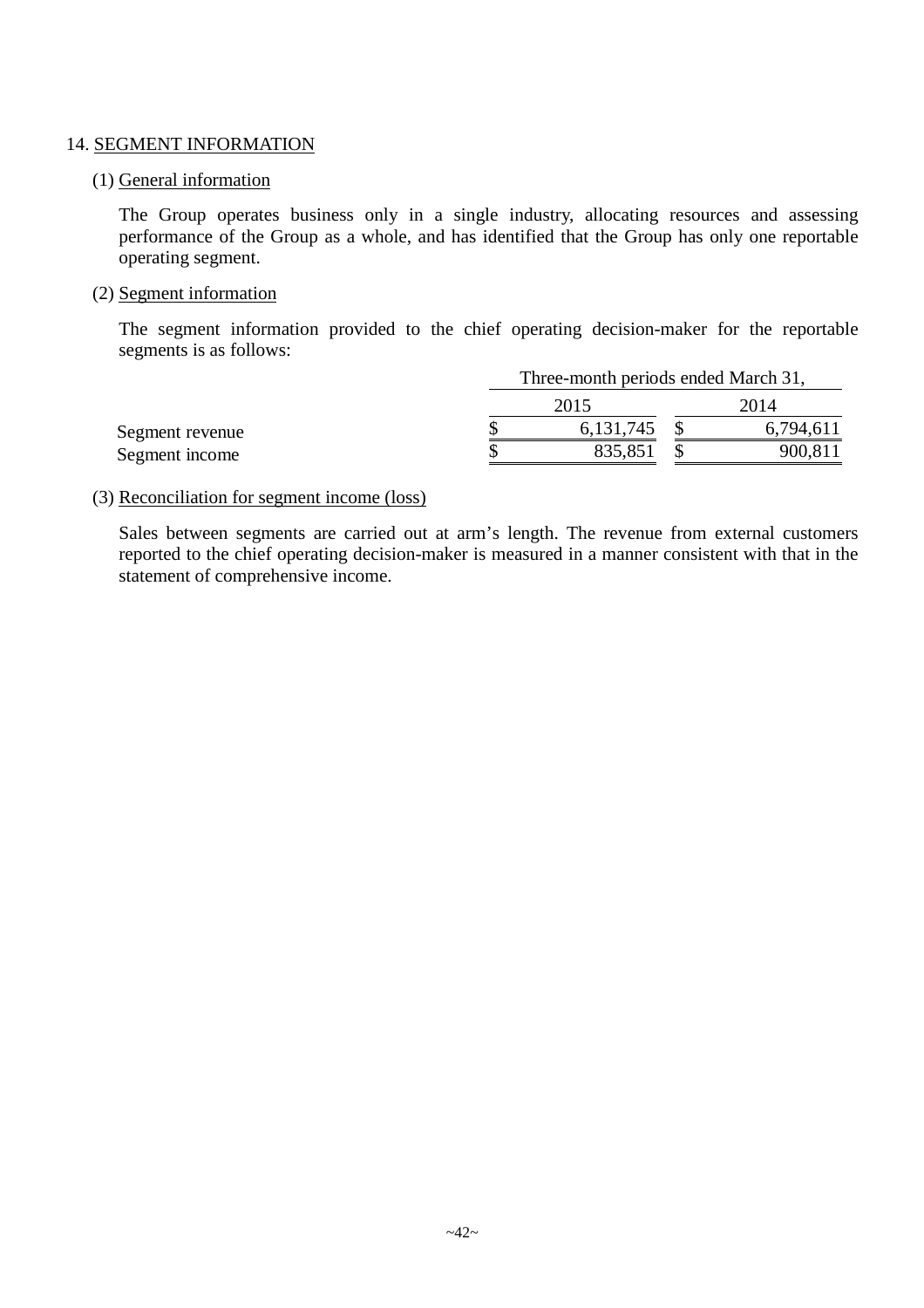## 14. SEGMENT INFORMATION

### (1) General information

The Group operates business only in a single industry, allocating resources and assessing performance of the Group as a whole, and has identified that the Group has only one reportable operating segment.

### (2) Segment information

The segment information provided to the chief operating decision-maker for the reportable segments is as follows:

| | Three-month periods ended March 31, | |
|---|---|---|
| | 2015 | 2014 |
| Segment revenue | $ 6,131,745 | $ 6,794,611 |
| Segment income | $ 835,851 | $ 900,811 |

### (3) Reconciliation for segment income (loss)

Sales between segments are carried out at arm's length. The revenue from external customers reported to the chief operating decision-maker is measured in a manner consistent with that in the statement of comprehensive income.